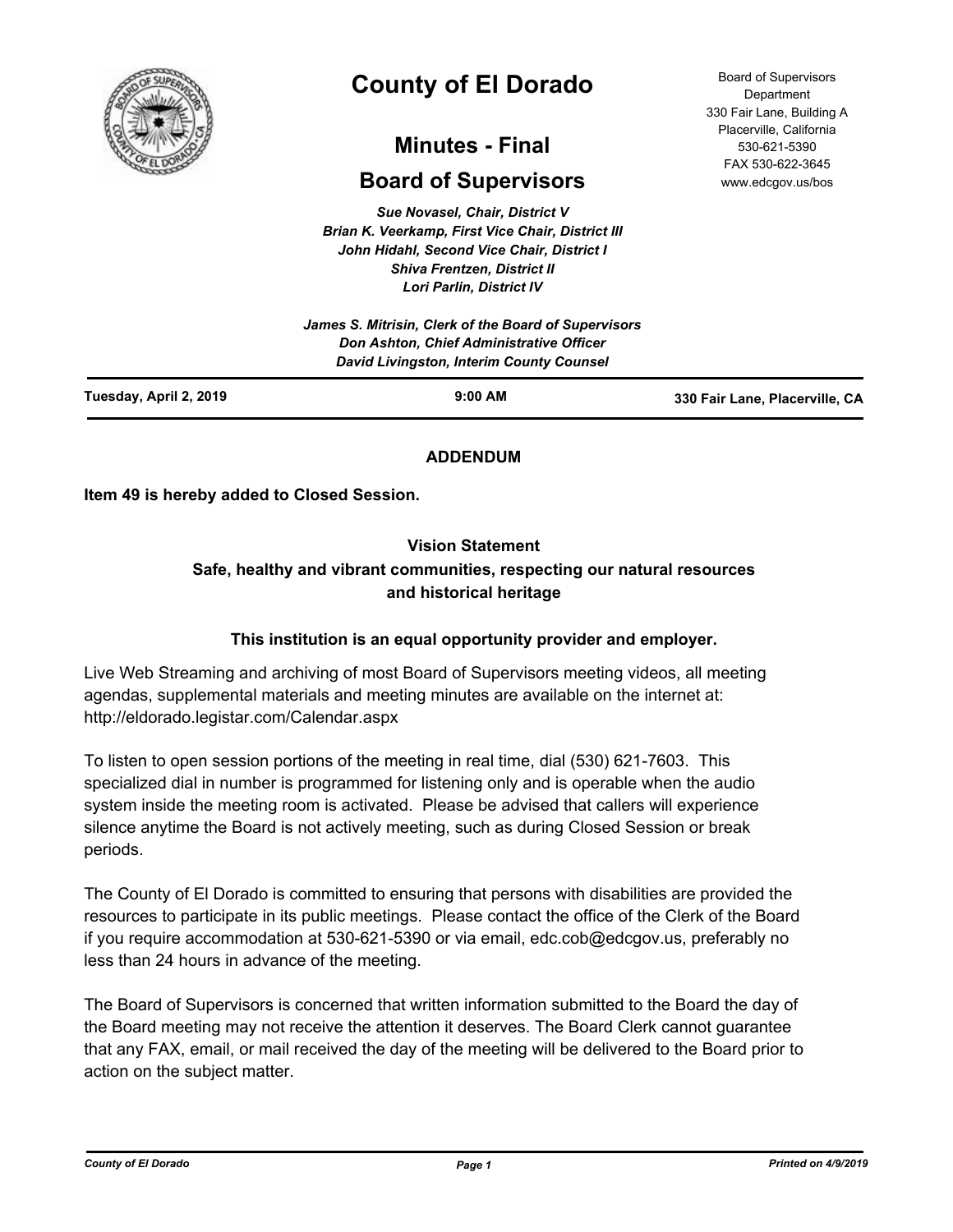# County of El Dorado

## Minutes - Final

## Board of Supervisors

Board of Supervisors Department
330 Fair Lane, Building A
Placerville, California
530-621-5390
FAX 530-622-3645
www.edcgov.us/bos

*Sue Novasel, Chair, District V*
*Brian K. Veerkamp, First Vice Chair, District III*
*John Hidahl, Second Vice Chair, District I*
*Shiva Frentzen, District II*
*Lori Parlin, District IV*

*James S. Mitrisin, Clerk of the Board of Supervisors*
*Don Ashton, Chief Administrative Officer*
*David Livingston, Interim County Counsel*

**Tuesday, April 2, 2019** | **9:00 AM** | **330 Fair Lane, Placerville, CA**

**ADDENDUM**

**Item 49 is hereby added to Closed Session.**

**Vision Statement**
**Safe, healthy and vibrant communities, respecting our natural resources and historical heritage**

**This institution is an equal opportunity provider and employer.**

Live Web Streaming and archiving of most Board of Supervisors meeting videos, all meeting agendas, supplemental materials and meeting minutes are available on the internet at: http://eldorado.legistar.com/Calendar.aspx

To listen to open session portions of the meeting in real time, dial (530) 621-7603. This specialized dial in number is programmed for listening only and is operable when the audio system inside the meeting room is activated. Please be advised that callers will experience silence anytime the Board is not actively meeting, such as during Closed Session or break periods.

The County of El Dorado is committed to ensuring that persons with disabilities are provided the resources to participate in its public meetings. Please contact the office of the Clerk of the Board if you require accommodation at 530-621-5390 or via email, edc.cob@edcgov.us, preferably no less than 24 hours in advance of the meeting.

The Board of Supervisors is concerned that written information submitted to the Board the day of the Board meeting may not receive the attention it deserves. The Board Clerk cannot guarantee that any FAX, email, or mail received the day of the meeting will be delivered to the Board prior to action on the subject matter.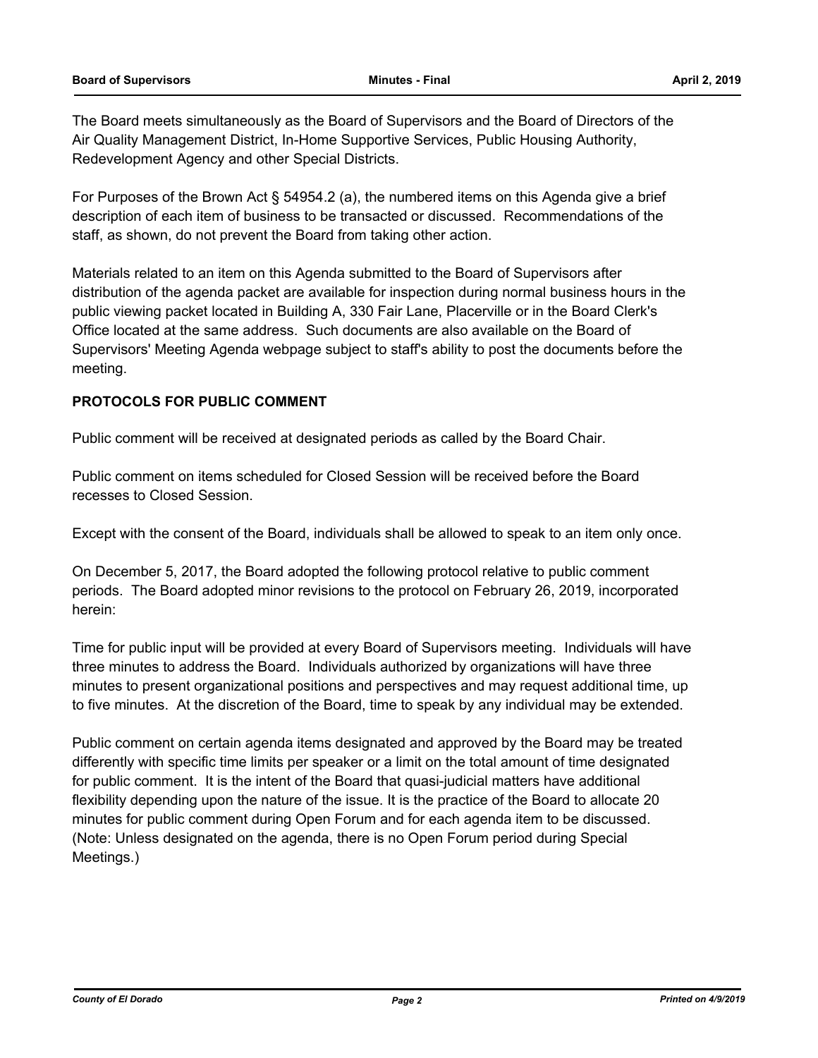The Board meets simultaneously as the Board of Supervisors and the Board of Directors of the Air Quality Management District, In-Home Supportive Services, Public Housing Authority, Redevelopment Agency and other Special Districts.

For Purposes of the Brown Act § 54954.2 (a), the numbered items on this Agenda give a brief description of each item of business to be transacted or discussed. Recommendations of the staff, as shown, do not prevent the Board from taking other action.

Materials related to an item on this Agenda submitted to the Board of Supervisors after distribution of the agenda packet are available for inspection during normal business hours in the public viewing packet located in Building A, 330 Fair Lane, Placerville or in the Board Clerk's Office located at the same address. Such documents are also available on the Board of Supervisors' Meeting Agenda webpage subject to staff's ability to post the documents before the meeting.

**PROTOCOLS FOR PUBLIC COMMENT**

Public comment will be received at designated periods as called by the Board Chair.

Public comment on items scheduled for Closed Session will be received before the Board recesses to Closed Session.

Except with the consent of the Board, individuals shall be allowed to speak to an item only once.

On December 5, 2017, the Board adopted the following protocol relative to public comment periods. The Board adopted minor revisions to the protocol on February 26, 2019, incorporated herein:

Time for public input will be provided at every Board of Supervisors meeting. Individuals will have three minutes to address the Board. Individuals authorized by organizations will have three minutes to present organizational positions and perspectives and may request additional time, up to five minutes. At the discretion of the Board, time to speak by any individual may be extended.

Public comment on certain agenda items designated and approved by the Board may be treated differently with specific time limits per speaker or a limit on the total amount of time designated for public comment. It is the intent of the Board that quasi-judicial matters have additional flexibility depending upon the nature of the issue. It is the practice of the Board to allocate 20 minutes for public comment during Open Forum and for each agenda item to be discussed. (Note: Unless designated on the agenda, there is no Open Forum period during Special Meetings.)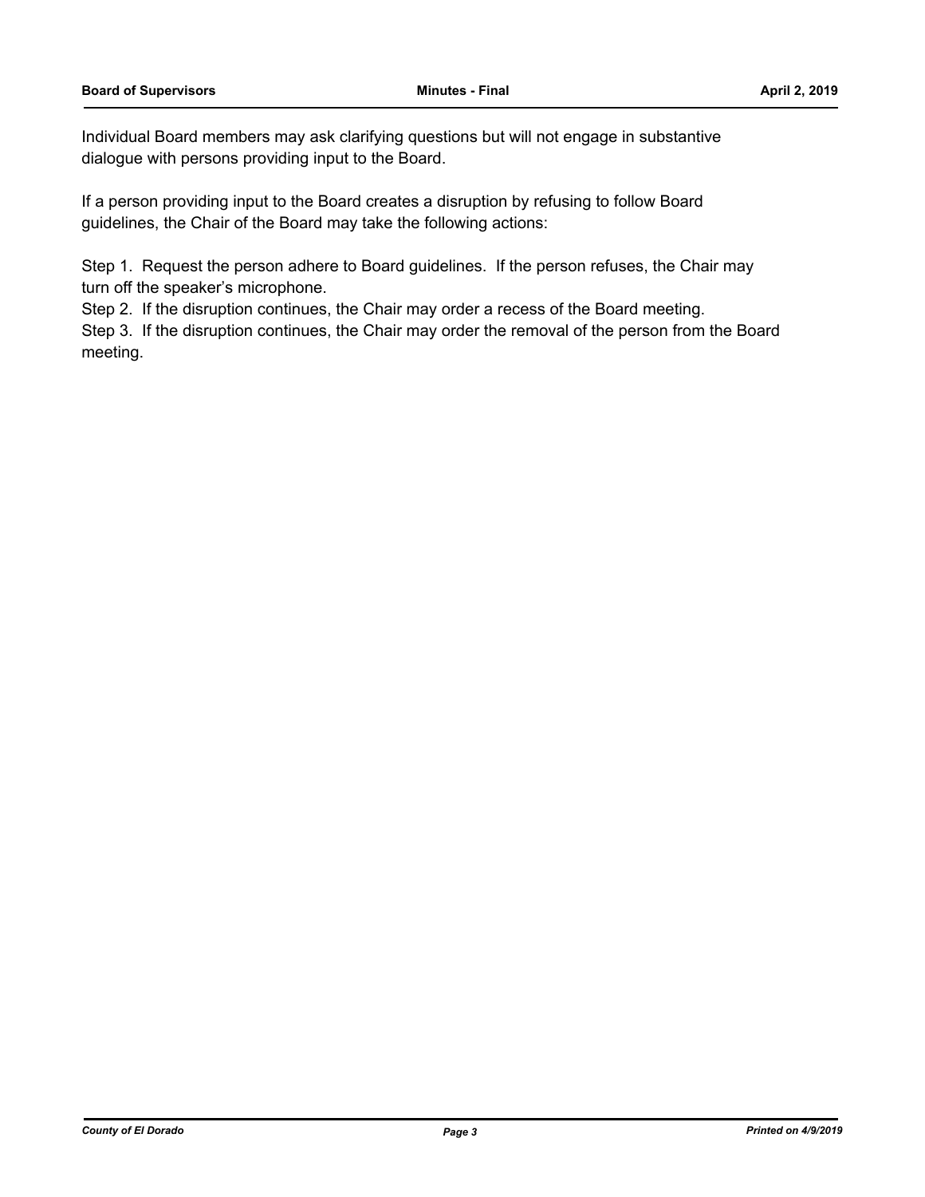Individual Board members may ask clarifying questions but will not engage in substantive dialogue with persons providing input to the Board.

If a person providing input to the Board creates a disruption by refusing to follow Board guidelines, the Chair of the Board may take the following actions:

Step 1. Request the person adhere to Board guidelines. If the person refuses, the Chair may turn off the speaker's microphone.
Step 2. If the disruption continues, the Chair may order a recess of the Board meeting.
Step 3. If the disruption continues, the Chair may order the removal of the person from the Board meeting.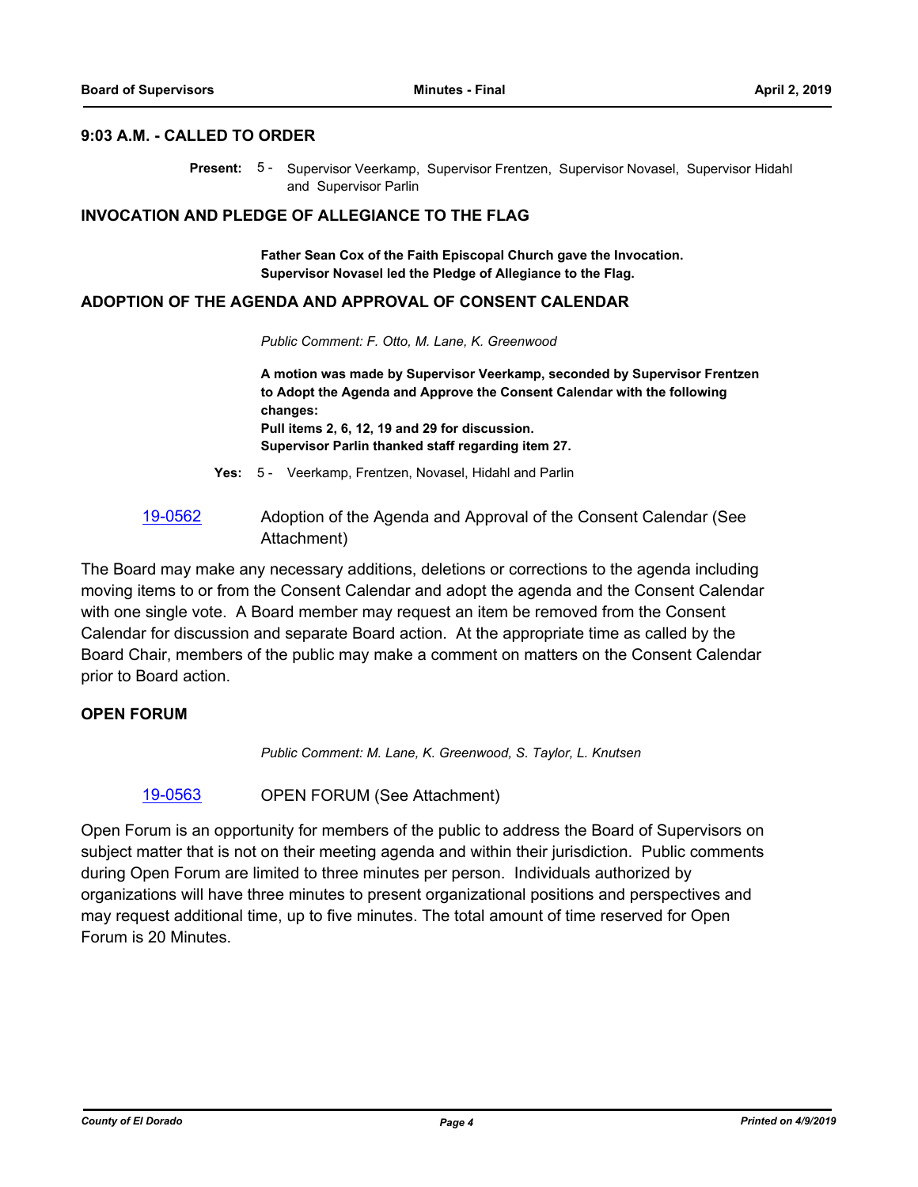## 9:03 A.M. - CALLED TO ORDER

**Present:** 5 - Supervisor Veerkamp, Supervisor Frentzen, Supervisor Novasel, Supervisor Hidahl and Supervisor Parlin

## INVOCATION AND PLEDGE OF ALLEGIANCE TO THE FLAG

**Father Sean Cox of the Faith Episcopal Church gave the Invocation.**
**Supervisor Novasel led the Pledge of Allegiance to the Flag.**

## ADOPTION OF THE AGENDA AND APPROVAL OF CONSENT CALENDAR

*Public Comment: F. Otto, M. Lane, K. Greenwood*

**A motion was made by Supervisor Veerkamp, seconded by Supervisor Frentzen to Adopt the Agenda and Approve the Consent Calendar with the following changes:**
**Pull items 2, 6, 12, 19 and 29 for discussion.**
**Supervisor Parlin thanked staff regarding item 27.**

**Yes:** 5 - Veerkamp, Frentzen, Novasel, Hidahl and Parlin

19-0562 Adoption of the Agenda and Approval of the Consent Calendar (See Attachment)

The Board may make any necessary additions, deletions or corrections to the agenda including moving items to or from the Consent Calendar and adopt the agenda and the Consent Calendar with one single vote. A Board member may request an item be removed from the Consent Calendar for discussion and separate Board action. At the appropriate time as called by the Board Chair, members of the public may make a comment on matters on the Consent Calendar prior to Board action.

## OPEN FORUM

*Public Comment: M. Lane, K. Greenwood, S. Taylor, L. Knutsen*

19-0563 OPEN FORUM (See Attachment)

Open Forum is an opportunity for members of the public to address the Board of Supervisors on subject matter that is not on their meeting agenda and within their jurisdiction. Public comments during Open Forum are limited to three minutes per person. Individuals authorized by organizations will have three minutes to present organizational positions and perspectives and may request additional time, up to five minutes. The total amount of time reserved for Open Forum is 20 Minutes.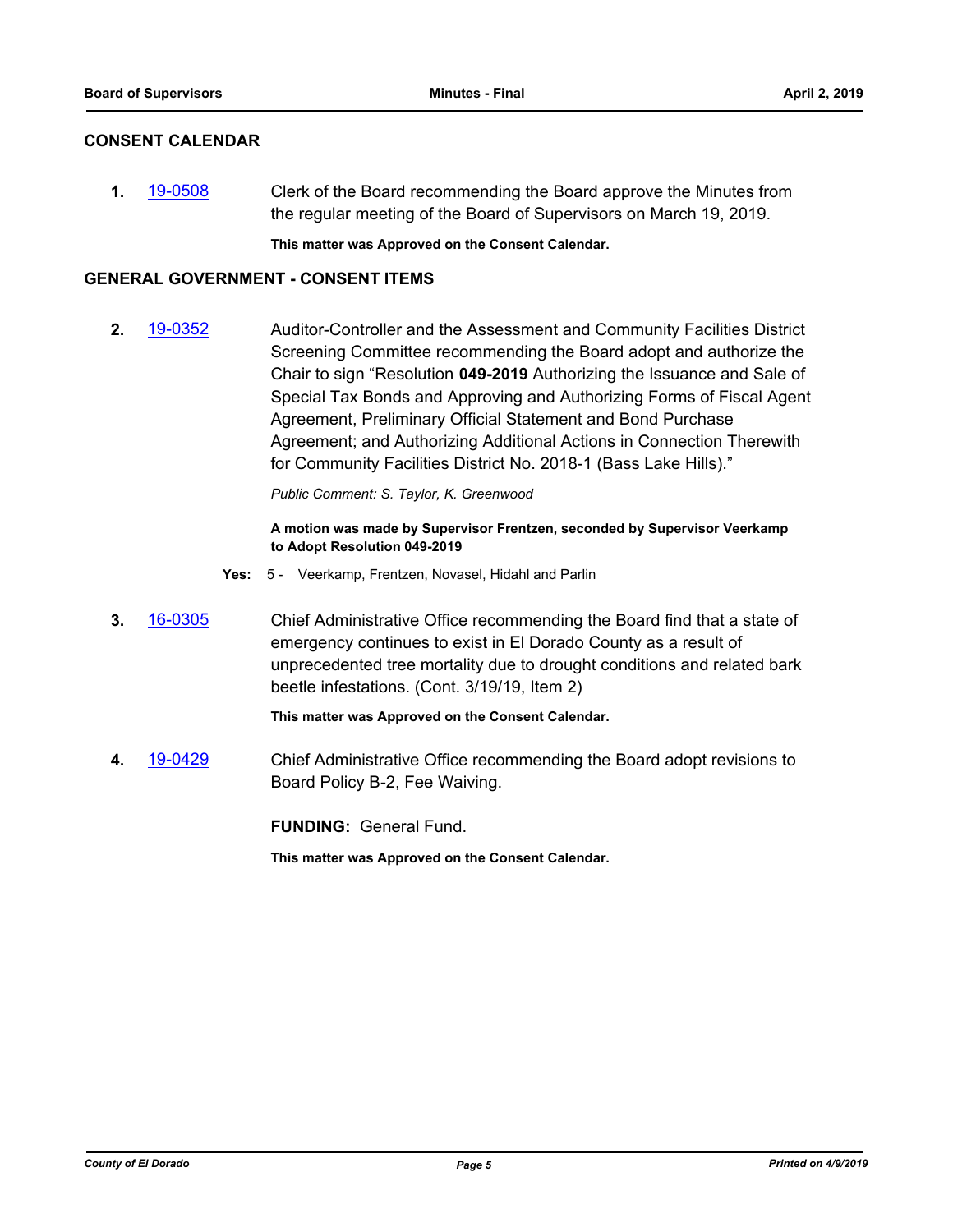## CONSENT CALENDAR

**1.** 19-0508 Clerk of the Board recommending the Board approve the Minutes from the regular meeting of the Board of Supervisors on March 19, 2019.

**This matter was Approved on the Consent Calendar.**

## GENERAL GOVERNMENT - CONSENT ITEMS

**2.** 19-0352 Auditor-Controller and the Assessment and Community Facilities District Screening Committee recommending the Board adopt and authorize the Chair to sign "Resolution **049-2019** Authorizing the Issuance and Sale of Special Tax Bonds and Approving and Authorizing Forms of Fiscal Agent Agreement, Preliminary Official Statement and Bond Purchase Agreement; and Authorizing Additional Actions in Connection Therewith for Community Facilities District No. 2018-1 (Bass Lake Hills)."

*Public Comment: S. Taylor, K. Greenwood*

**A motion was made by Supervisor Frentzen, seconded by Supervisor Veerkamp to Adopt Resolution 049-2019**

**Yes:** 5 - Veerkamp, Frentzen, Novasel, Hidahl and Parlin

**3.** 16-0305 Chief Administrative Office recommending the Board find that a state of emergency continues to exist in El Dorado County as a result of unprecedented tree mortality due to drought conditions and related bark beetle infestations. (Cont. 3/19/19, Item 2)

**This matter was Approved on the Consent Calendar.**

**4.** 19-0429 Chief Administrative Office recommending the Board adopt revisions to Board Policy B-2, Fee Waiving.

**FUNDING:** General Fund.

**This matter was Approved on the Consent Calendar.**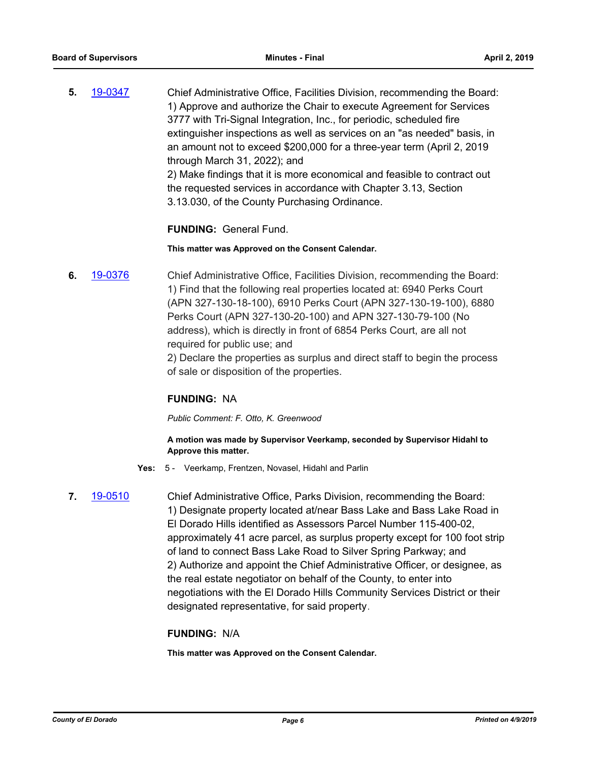**5.** 19-0347 Chief Administrative Office, Facilities Division, recommending the Board:
1) Approve and authorize the Chair to execute Agreement for Services 3777 with Tri-Signal Integration, Inc., for periodic, scheduled fire extinguisher inspections as well as services on an "as needed" basis, in an amount not to exceed $200,000 for a three-year term (April 2, 2019 through March 31, 2022); and
2) Make findings that it is more economical and feasible to contract out the requested services in accordance with Chapter 3.13, Section 3.13.030, of the County Purchasing Ordinance.

**FUNDING:** General Fund.

**This matter was Approved on the Consent Calendar.**

**6.** 19-0376 Chief Administrative Office, Facilities Division, recommending the Board:
1) Find that the following real properties located at: 6940 Perks Court (APN 327-130-18-100), 6910 Perks Court (APN 327-130-19-100), 6880 Perks Court (APN 327-130-20-100) and APN 327-130-79-100 (No address), which is directly in front of 6854 Perks Court, are all not required for public use; and
2) Declare the properties as surplus and direct staff to begin the process of sale or disposition of the properties.

**FUNDING:** NA

*Public Comment: F. Otto, K. Greenwood*

**A motion was made by Supervisor Veerkamp, seconded by Supervisor Hidahl to Approve this matter.**

**Yes:** 5 - Veerkamp, Frentzen, Novasel, Hidahl and Parlin

**7.** 19-0510 Chief Administrative Office, Parks Division, recommending the Board:
1) Designate property located at/near Bass Lake and Bass Lake Road in El Dorado Hills identified as Assessors Parcel Number 115-400-02, approximately 41 acre parcel, as surplus property except for 100 foot strip of land to connect Bass Lake Road to Silver Spring Parkway; and
2) Authorize and appoint the Chief Administrative Officer, or designee, as the real estate negotiator on behalf of the County, to enter into negotiations with the El Dorado Hills Community Services District or their designated representative, for said property.

**FUNDING:** N/A

**This matter was Approved on the Consent Calendar.**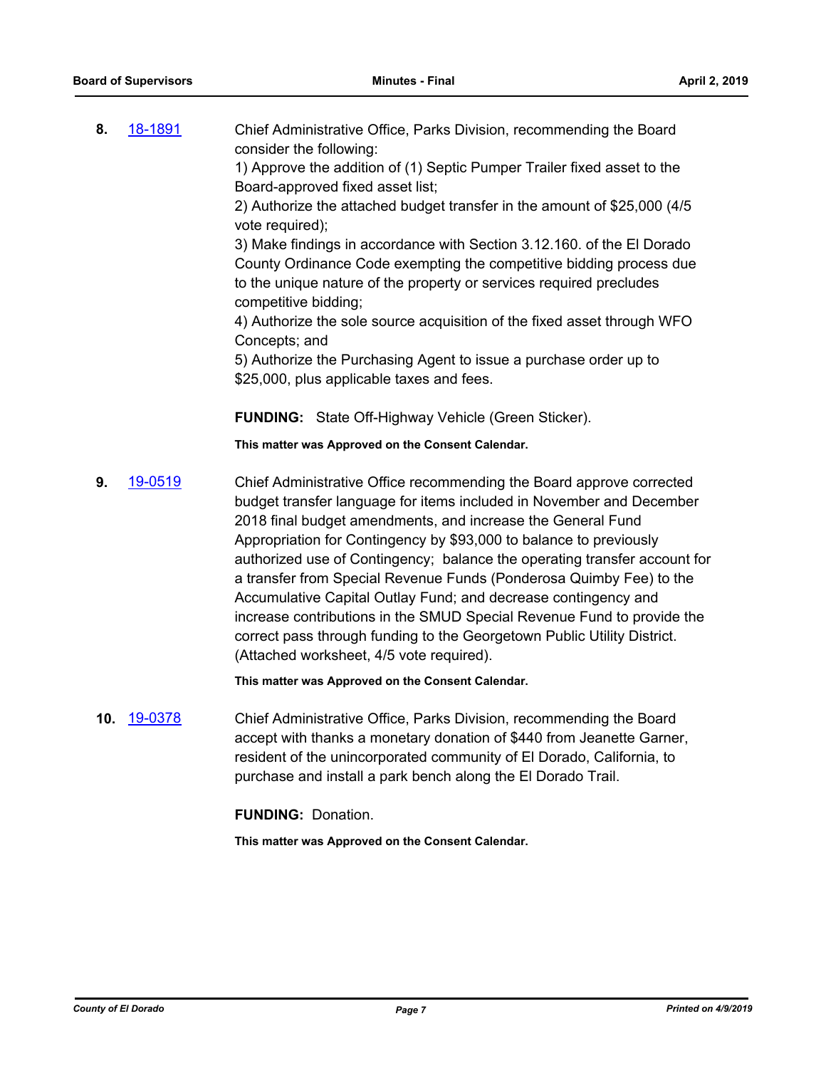**8.** 18-1891

Chief Administrative Office, Parks Division, recommending the Board consider the following:
1) Approve the addition of (1) Septic Pumper Trailer fixed asset to the Board-approved fixed asset list;
2) Authorize the attached budget transfer in the amount of $25,000 (4/5 vote required);
3) Make findings in accordance with Section 3.12.160. of the El Dorado County Ordinance Code exempting the competitive bidding process due to the unique nature of the property or services required precludes competitive bidding;
4) Authorize the sole source acquisition of the fixed asset through WFO Concepts; and
5) Authorize the Purchasing Agent to issue a purchase order up to $25,000, plus applicable taxes and fees.

**FUNDING:** State Off-Highway Vehicle (Green Sticker).

**This matter was Approved on the Consent Calendar.**

**9.** 19-0519

Chief Administrative Office recommending the Board approve corrected budget transfer language for items included in November and December 2018 final budget amendments, and increase the General Fund Appropriation for Contingency by $93,000 to balance to previously authorized use of Contingency; balance the operating transfer account for a transfer from Special Revenue Funds (Ponderosa Quimby Fee) to the Accumulative Capital Outlay Fund; and decrease contingency and increase contributions in the SMUD Special Revenue Fund to provide the correct pass through funding to the Georgetown Public Utility District. (Attached worksheet, 4/5 vote required).

**This matter was Approved on the Consent Calendar.**

**10.** 19-0378

Chief Administrative Office, Parks Division, recommending the Board accept with thanks a monetary donation of $440 from Jeanette Garner, resident of the unincorporated community of El Dorado, California, to purchase and install a park bench along the El Dorado Trail.

**FUNDING:** Donation.

**This matter was Approved on the Consent Calendar.**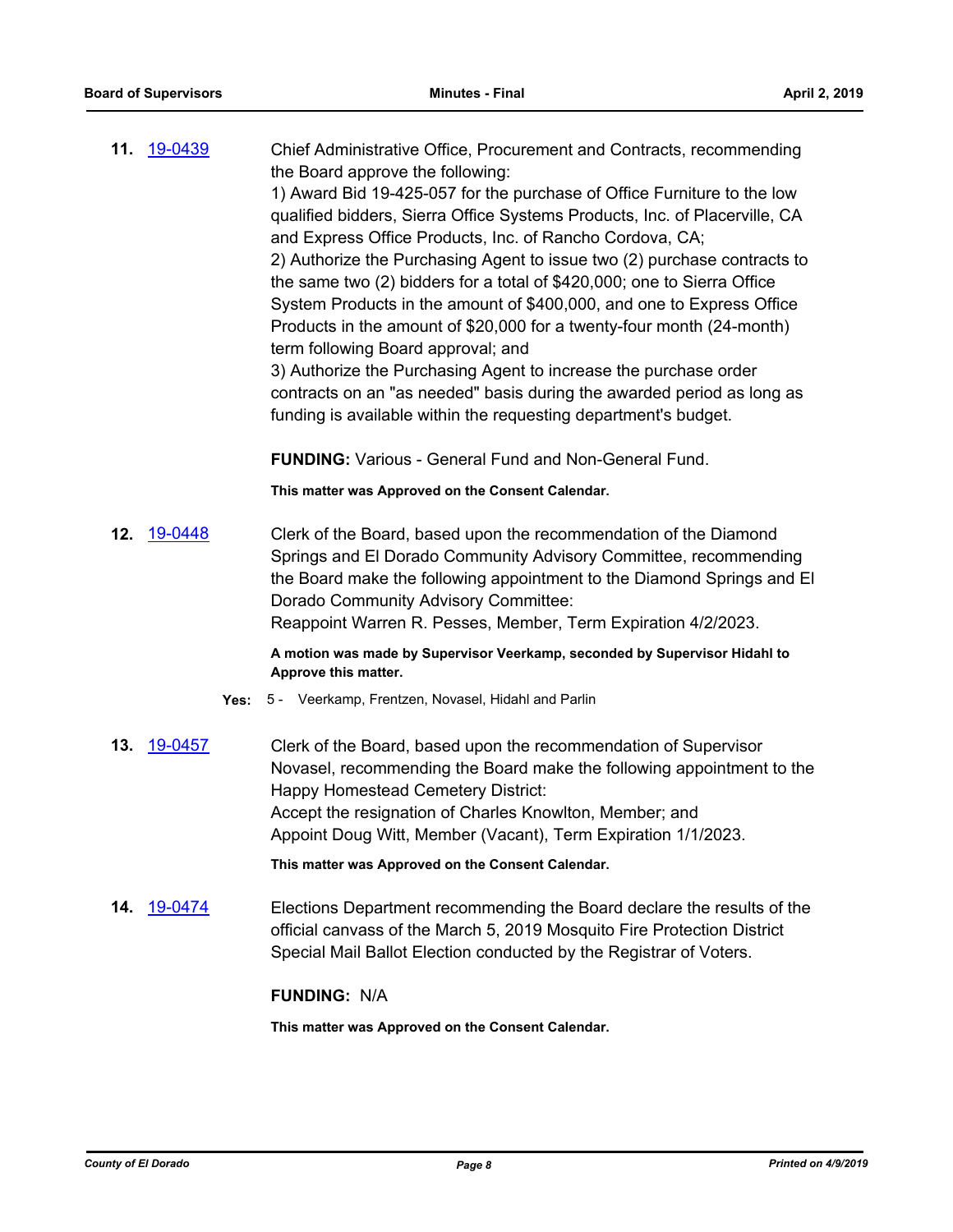**11.** 19-0439

Chief Administrative Office, Procurement and Contracts, recommending the Board approve the following:

1) Award Bid 19-425-057 for the purchase of Office Furniture to the low qualified bidders, Sierra Office Systems Products, Inc. of Placerville, CA and Express Office Products, Inc. of Rancho Cordova, CA;

2) Authorize the Purchasing Agent to issue two (2) purchase contracts to the same two (2) bidders for a total of $420,000; one to Sierra Office System Products in the amount of $400,000, and one to Express Office Products in the amount of $20,000 for a twenty-four month (24-month) term following Board approval; and

3) Authorize the Purchasing Agent to increase the purchase order contracts on an "as needed" basis during the awarded period as long as funding is available within the requesting department's budget.

**FUNDING:** Various - General Fund and Non-General Fund.

**This matter was Approved on the Consent Calendar.**

**12.** 19-0448

Clerk of the Board, based upon the recommendation of the Diamond Springs and El Dorado Community Advisory Committee, recommending the Board make the following appointment to the Diamond Springs and El Dorado Community Advisory Committee:

Reappoint Warren R. Pesses, Member, Term Expiration 4/2/2023.

**A motion was made by Supervisor Veerkamp, seconded by Supervisor Hidahl to Approve this matter.**

**Yes:** 5 - Veerkamp, Frentzen, Novasel, Hidahl and Parlin

**13.** 19-0457

Clerk of the Board, based upon the recommendation of Supervisor Novasel, recommending the Board make the following appointment to the Happy Homestead Cemetery District:

Accept the resignation of Charles Knowlton, Member; and

Appoint Doug Witt, Member (Vacant), Term Expiration 1/1/2023.

**This matter was Approved on the Consent Calendar.**

**14.** 19-0474

Elections Department recommending the Board declare the results of the official canvass of the March 5, 2019 Mosquito Fire Protection District Special Mail Ballot Election conducted by the Registrar of Voters.

**FUNDING:** N/A

**This matter was Approved on the Consent Calendar.**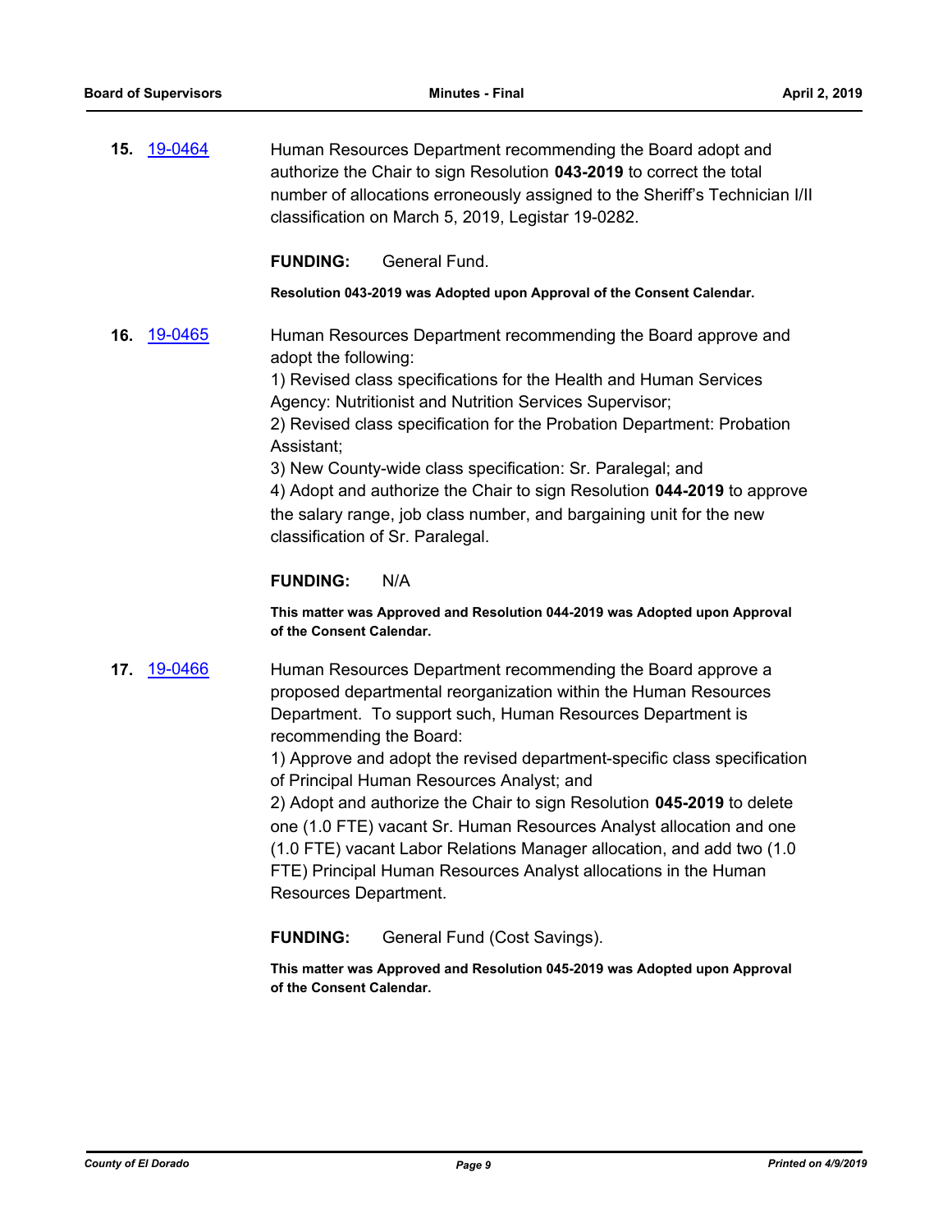**15.** [19-0464]

Human Resources Department recommending the Board adopt and authorize the Chair to sign Resolution **043-2019** to correct the total number of allocations erroneously assigned to the Sheriff's Technician I/II classification on March 5, 2019, Legistar 19-0282.

**FUNDING:** General Fund.

**Resolution 043-2019 was Adopted upon Approval of the Consent Calendar.**

**16.** [19-0465]

Human Resources Department recommending the Board approve and adopt the following:
1) Revised class specifications for the Health and Human Services Agency: Nutritionist and Nutrition Services Supervisor;
2) Revised class specification for the Probation Department: Probation Assistant;
3) New County-wide class specification: Sr. Paralegal; and
4) Adopt and authorize the Chair to sign Resolution **044-2019** to approve the salary range, job class number, and bargaining unit for the new classification of Sr. Paralegal.

**FUNDING:** N/A

**This matter was Approved and Resolution 044-2019 was Adopted upon Approval of the Consent Calendar.**

**17.** [19-0466]

Human Resources Department recommending the Board approve a proposed departmental reorganization within the Human Resources Department. To support such, Human Resources Department is recommending the Board:
1) Approve and adopt the revised department-specific class specification of Principal Human Resources Analyst; and
2) Adopt and authorize the Chair to sign Resolution **045-2019** to delete one (1.0 FTE) vacant Sr. Human Resources Analyst allocation and one (1.0 FTE) vacant Labor Relations Manager allocation, and add two (1.0 FTE) Principal Human Resources Analyst allocations in the Human Resources Department.

**FUNDING:** General Fund (Cost Savings).

**This matter was Approved and Resolution 045-2019 was Adopted upon Approval of the Consent Calendar.**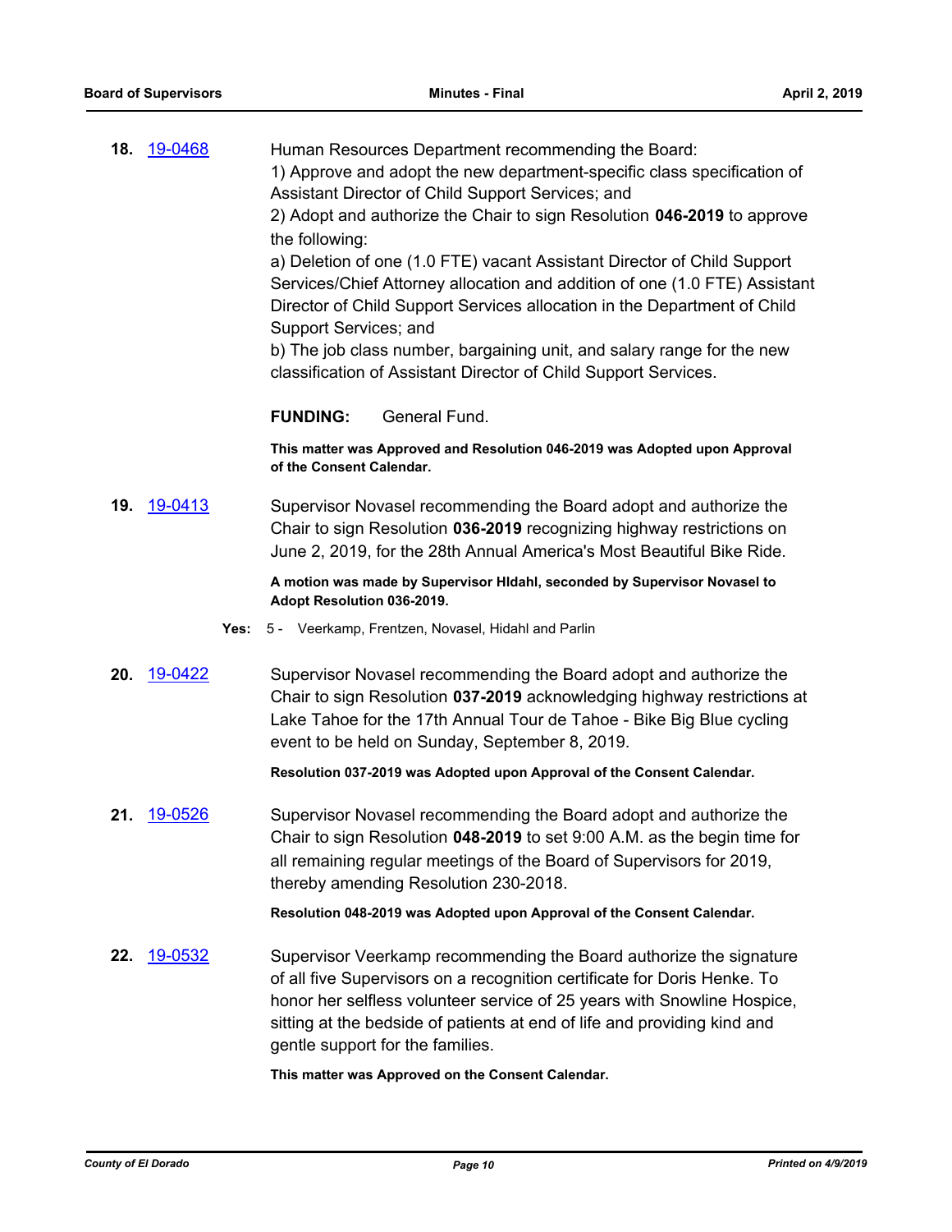**18.** [19-0468]

Human Resources Department recommending the Board:
1) Approve and adopt the new department-specific class specification of Assistant Director of Child Support Services; and
2) Adopt and authorize the Chair to sign Resolution **046-2019** to approve the following:
a) Deletion of one (1.0 FTE) vacant Assistant Director of Child Support Services/Chief Attorney allocation and addition of one (1.0 FTE) Assistant Director of Child Support Services allocation in the Department of Child Support Services; and
b) The job class number, bargaining unit, and salary range for the new classification of Assistant Director of Child Support Services.

**FUNDING:** General Fund.

**This matter was Approved and Resolution 046-2019 was Adopted upon Approval of the Consent Calendar.**

**19.** [19-0413]

Supervisor Novasel recommending the Board adopt and authorize the Chair to sign Resolution **036-2019** recognizing highway restrictions on June 2, 2019, for the 28th Annual America's Most Beautiful Bike Ride.

**A motion was made by Supervisor Hldahl, seconded by Supervisor Novasel to Adopt Resolution 036-2019.**

**Yes:** 5 - Veerkamp, Frentzen, Novasel, Hidahl and Parlin

**20.** [19-0422]

Supervisor Novasel recommending the Board adopt and authorize the Chair to sign Resolution **037-2019** acknowledging highway restrictions at Lake Tahoe for the 17th Annual Tour de Tahoe - Bike Big Blue cycling event to be held on Sunday, September 8, 2019.

**Resolution 037-2019 was Adopted upon Approval of the Consent Calendar.**

**21.** [19-0526]

Supervisor Novasel recommending the Board adopt and authorize the Chair to sign Resolution **048-2019** to set 9:00 A.M. as the begin time for all remaining regular meetings of the Board of Supervisors for 2019, thereby amending Resolution 230-2018.

**Resolution 048-2019 was Adopted upon Approval of the Consent Calendar.**

**22.** [19-0532]

Supervisor Veerkamp recommending the Board authorize the signature of all five Supervisors on a recognition certificate for Doris Henke. To honor her selfless volunteer service of 25 years with Snowline Hospice, sitting at the bedside of patients at end of life and providing kind and gentle support for the families.

**This matter was Approved on the Consent Calendar.**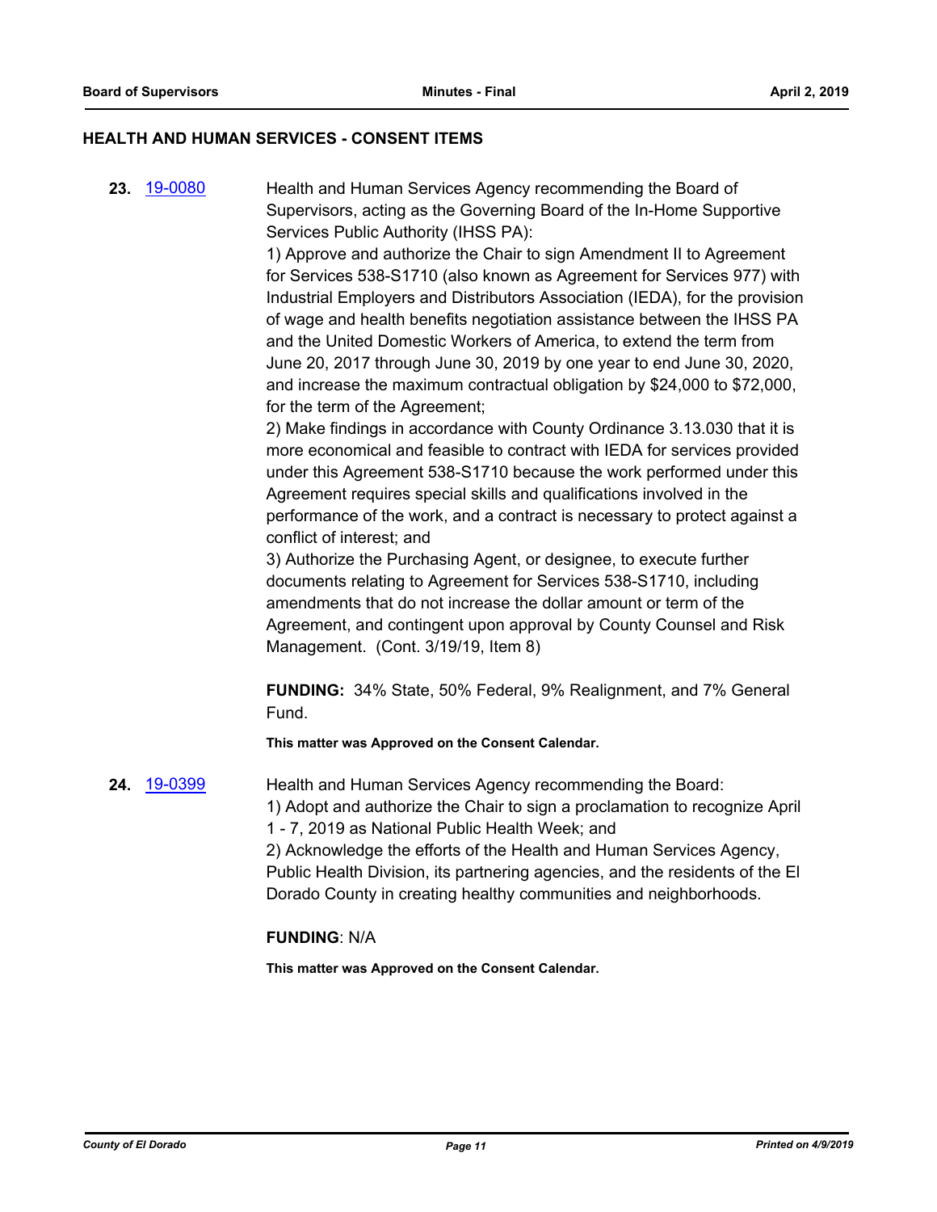## HEALTH AND HUMAN SERVICES - CONSENT ITEMS

**23.** [19-0080] Health and Human Services Agency recommending the Board of Supervisors, acting as the Governing Board of the In-Home Supportive Services Public Authority (IHSS PA):

1) Approve and authorize the Chair to sign Amendment II to Agreement for Services 538-S1710 (also known as Agreement for Services 977) with Industrial Employers and Distributors Association (IEDA), for the provision of wage and health benefits negotiation assistance between the IHSS PA and the United Domestic Workers of America, to extend the term from June 20, 2017 through June 30, 2019 by one year to end June 30, 2020, and increase the maximum contractual obligation by $24,000 to $72,000, for the term of the Agreement;

2) Make findings in accordance with County Ordinance 3.13.030 that it is more economical and feasible to contract with IEDA for services provided under this Agreement 538-S1710 because the work performed under this Agreement requires special skills and qualifications involved in the performance of the work, and a contract is necessary to protect against a conflict of interest; and

3) Authorize the Purchasing Agent, or designee, to execute further documents relating to Agreement for Services 538-S1710, including amendments that do not increase the dollar amount or term of the Agreement, and contingent upon approval by County Counsel and Risk Management. (Cont. 3/19/19, Item 8)

**FUNDING:** 34% State, 50% Federal, 9% Realignment, and 7% General Fund.

**This matter was Approved on the Consent Calendar.**

**24.** [19-0399] Health and Human Services Agency recommending the Board:

1) Adopt and authorize the Chair to sign a proclamation to recognize April 1 - 7, 2019 as National Public Health Week; and

2) Acknowledge the efforts of the Health and Human Services Agency, Public Health Division, its partnering agencies, and the residents of the El Dorado County in creating healthy communities and neighborhoods.

**FUNDING**: N/A

**This matter was Approved on the Consent Calendar.**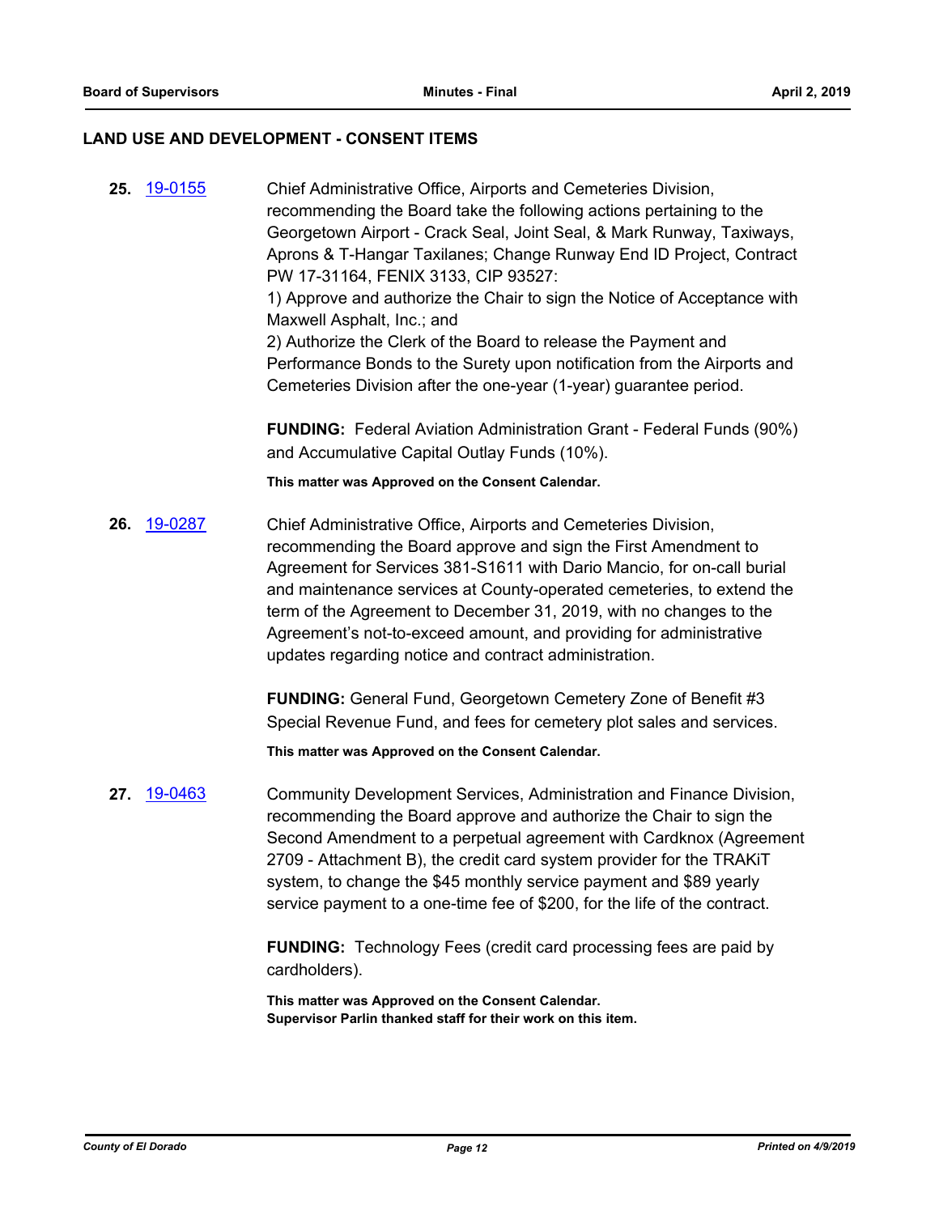## LAND USE AND DEVELOPMENT - CONSENT ITEMS

**25.** 19-0155 Chief Administrative Office, Airports and Cemeteries Division, recommending the Board take the following actions pertaining to the Georgetown Airport - Crack Seal, Joint Seal, & Mark Runway, Taxiways, Aprons & T-Hangar Taxilanes; Change Runway End ID Project, Contract PW 17-31164, FENIX 3133, CIP 93527:
1) Approve and authorize the Chair to sign the Notice of Acceptance with Maxwell Asphalt, Inc.; and
2) Authorize the Clerk of the Board to release the Payment and Performance Bonds to the Surety upon notification from the Airports and Cemeteries Division after the one-year (1-year) guarantee period.

**FUNDING:** Federal Aviation Administration Grant - Federal Funds (90%) and Accumulative Capital Outlay Funds (10%).

**This matter was Approved on the Consent Calendar.**

**26.** 19-0287 Chief Administrative Office, Airports and Cemeteries Division, recommending the Board approve and sign the First Amendment to Agreement for Services 381-S1611 with Dario Mancio, for on-call burial and maintenance services at County-operated cemeteries, to extend the term of the Agreement to December 31, 2019, with no changes to the Agreement's not-to-exceed amount, and providing for administrative updates regarding notice and contract administration.

**FUNDING:** General Fund, Georgetown Cemetery Zone of Benefit #3 Special Revenue Fund, and fees for cemetery plot sales and services.

**This matter was Approved on the Consent Calendar.**

**27.** 19-0463 Community Development Services, Administration and Finance Division, recommending the Board approve and authorize the Chair to sign the Second Amendment to a perpetual agreement with Cardknox (Agreement 2709 - Attachment B), the credit card system provider for the TRAKiT system, to change the $45 monthly service payment and $89 yearly service payment to a one-time fee of $200, for the life of the contract.

**FUNDING:** Technology Fees (credit card processing fees are paid by cardholders).

**This matter was Approved on the Consent Calendar.**
**Supervisor Parlin thanked staff for their work on this item.**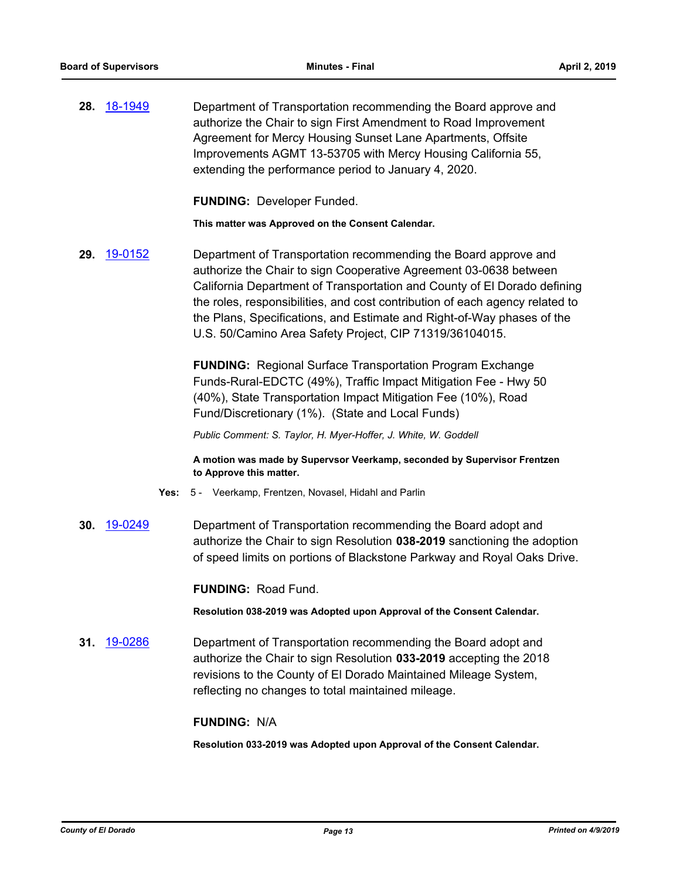**28.** [18-1949](18-1949)

Department of Transportation recommending the Board approve and authorize the Chair to sign First Amendment to Road Improvement Agreement for Mercy Housing Sunset Lane Apartments, Offsite Improvements AGMT 13-53705 with Mercy Housing California 55, extending the performance period to January 4, 2020.

**FUNDING:** Developer Funded.

**This matter was Approved on the Consent Calendar.**

**29.** [19-0152](19-0152)

Department of Transportation recommending the Board approve and authorize the Chair to sign Cooperative Agreement 03-0638 between California Department of Transportation and County of El Dorado defining the roles, responsibilities, and cost contribution of each agency related to the Plans, Specifications, and Estimate and Right-of-Way phases of the U.S. 50/Camino Area Safety Project, CIP 71319/36104015.

**FUNDING:** Regional Surface Transportation Program Exchange Funds-Rural-EDCTC (49%), Traffic Impact Mitigation Fee - Hwy 50 (40%), State Transportation Impact Mitigation Fee (10%), Road Fund/Discretionary (1%). (State and Local Funds)

*Public Comment: S. Taylor, H. Myer-Hoffer, J. White, W. Goddell*

**A motion was made by Supervsor Veerkamp, seconded by Supervisor Frentzen to Approve this matter.**

**Yes:** 5 - Veerkamp, Frentzen, Novasel, Hidahl and Parlin

**30.** [19-0249](19-0249)

Department of Transportation recommending the Board adopt and authorize the Chair to sign Resolution **038-2019** sanctioning the adoption of speed limits on portions of Blackstone Parkway and Royal Oaks Drive.

**FUNDING:** Road Fund.

**Resolution 038-2019 was Adopted upon Approval of the Consent Calendar.**

**31.** [19-0286](19-0286)

Department of Transportation recommending the Board adopt and authorize the Chair to sign Resolution **033-2019** accepting the 2018 revisions to the County of El Dorado Maintained Mileage System, reflecting no changes to total maintained mileage.

**FUNDING:** N/A

**Resolution 033-2019 was Adopted upon Approval of the Consent Calendar.**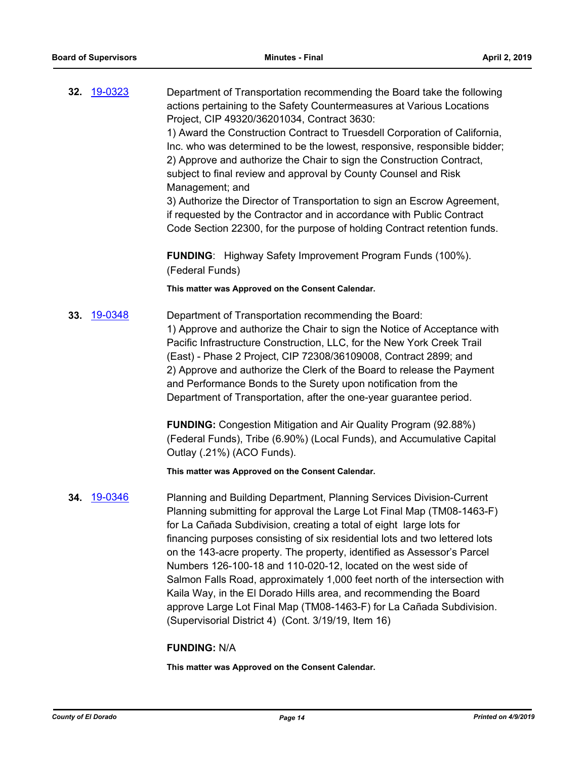**32.** 19-0323

Department of Transportation recommending the Board take the following actions pertaining to the Safety Countermeasures at Various Locations Project, CIP 49320/36201034, Contract 3630:
1) Award the Construction Contract to Truesdell Corporation of California, Inc. who was determined to be the lowest, responsive, responsible bidder;
2) Approve and authorize the Chair to sign the Construction Contract, subject to final review and approval by County Counsel and Risk Management; and
3) Authorize the Director of Transportation to sign an Escrow Agreement, if requested by the Contractor and in accordance with Public Contract Code Section 22300, for the purpose of holding Contract retention funds.

**FUNDING**: Highway Safety Improvement Program Funds (100%). (Federal Funds)

**This matter was Approved on the Consent Calendar.**

**33.** 19-0348

Department of Transportation recommending the Board:
1) Approve and authorize the Chair to sign the Notice of Acceptance with Pacific Infrastructure Construction, LLC, for the New York Creek Trail (East) - Phase 2 Project, CIP 72308/36109008, Contract 2899; and
2) Approve and authorize the Clerk of the Board to release the Payment and Performance Bonds to the Surety upon notification from the Department of Transportation, after the one-year guarantee period.

**FUNDING:** Congestion Mitigation and Air Quality Program (92.88%) (Federal Funds), Tribe (6.90%) (Local Funds), and Accumulative Capital Outlay (.21%) (ACO Funds).

**This matter was Approved on the Consent Calendar.**

**34.** 19-0346

Planning and Building Department, Planning Services Division-Current Planning submitting for approval the Large Lot Final Map (TM08-1463-F) for La Cañada Subdivision, creating a total of eight large lots for financing purposes consisting of six residential lots and two lettered lots on the 143-acre property. The property, identified as Assessor's Parcel Numbers 126-100-18 and 110-020-12, located on the west side of Salmon Falls Road, approximately 1,000 feet north of the intersection with Kaila Way, in the El Dorado Hills area, and recommending the Board approve Large Lot Final Map (TM08-1463-F) for La Cañada Subdivision. (Supervisorial District 4) (Cont. 3/19/19, Item 16)

**FUNDING:** N/A

**This matter was Approved on the Consent Calendar.**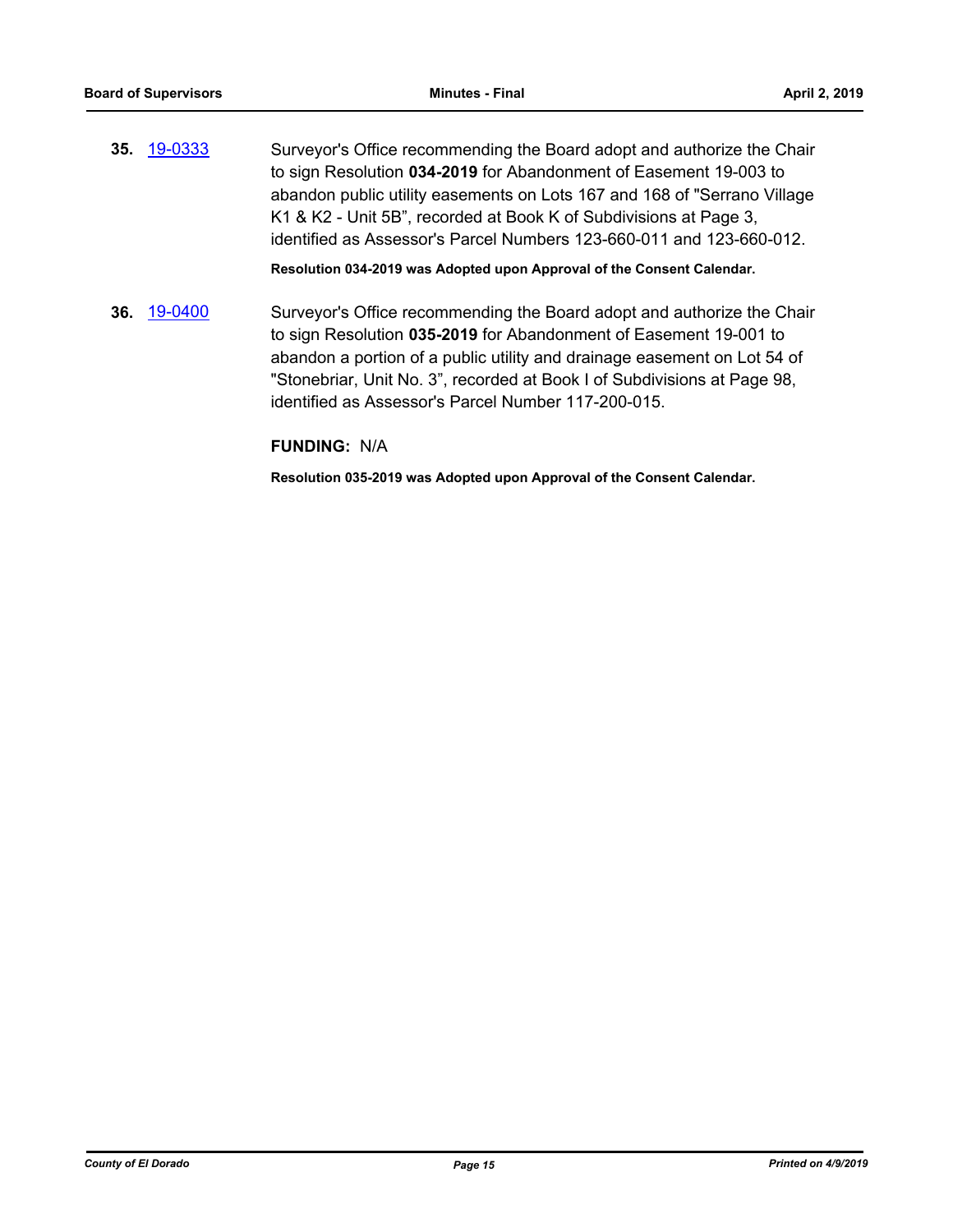**35.** 19-0333 Surveyor's Office recommending the Board adopt and authorize the Chair to sign Resolution **034-2019** for Abandonment of Easement 19-003 to abandon public utility easements on Lots 167 and 168 of "Serrano Village K1 & K2 - Unit 5B", recorded at Book K of Subdivisions at Page 3, identified as Assessor's Parcel Numbers 123-660-011 and 123-660-012.

**Resolution 034-2019 was Adopted upon Approval of the Consent Calendar.**

**36.** 19-0400 Surveyor's Office recommending the Board adopt and authorize the Chair to sign Resolution **035-2019** for Abandonment of Easement 19-001 to abandon a portion of a public utility and drainage easement on Lot 54 of "Stonebriar, Unit No. 3", recorded at Book I of Subdivisions at Page 98, identified as Assessor's Parcel Number 117-200-015.

**FUNDING:** N/A

**Resolution 035-2019 was Adopted upon Approval of the Consent Calendar.**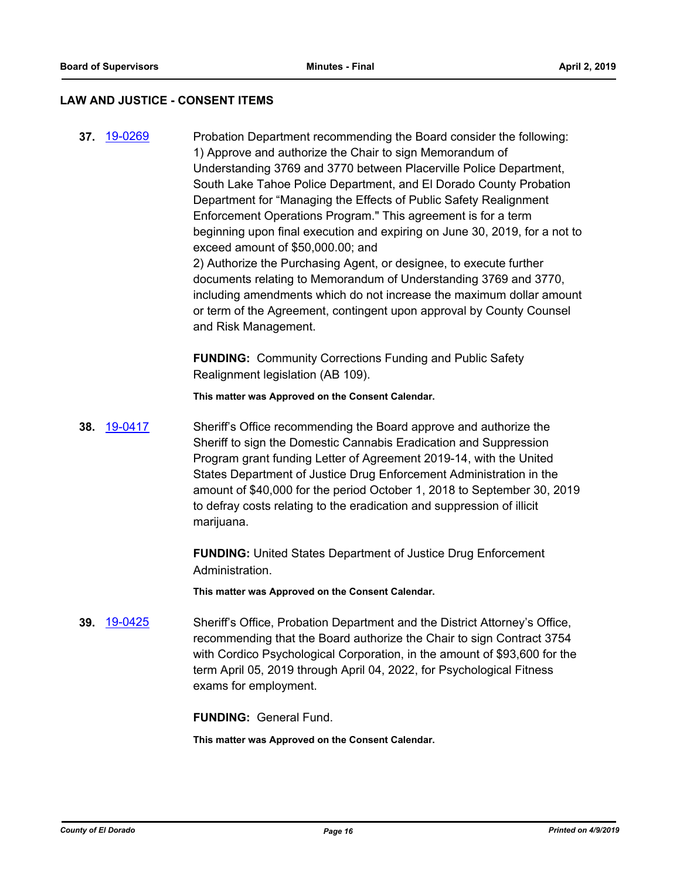## LAW AND JUSTICE - CONSENT ITEMS

**37.** [19-0269](19-0269) Probation Department recommending the Board consider the following:
1) Approve and authorize the Chair to sign Memorandum of Understanding 3769 and 3770 between Placerville Police Department, South Lake Tahoe Police Department, and El Dorado County Probation Department for "Managing the Effects of Public Safety Realignment Enforcement Operations Program." This agreement is for a term beginning upon final execution and expiring on June 30, 2019, for a not to exceed amount of $50,000.00; and
2) Authorize the Purchasing Agent, or designee, to execute further documents relating to Memorandum of Understanding 3769 and 3770, including amendments which do not increase the maximum dollar amount or term of the Agreement, contingent upon approval by County Counsel and Risk Management.

**FUNDING:** Community Corrections Funding and Public Safety Realignment legislation (AB 109).

**This matter was Approved on the Consent Calendar.**

**38.** [19-0417](19-0417) Sheriff's Office recommending the Board approve and authorize the Sheriff to sign the Domestic Cannabis Eradication and Suppression Program grant funding Letter of Agreement 2019-14, with the United States Department of Justice Drug Enforcement Administration in the amount of $40,000 for the period October 1, 2018 to September 30, 2019 to defray costs relating to the eradication and suppression of illicit marijuana.

**FUNDING:** United States Department of Justice Drug Enforcement Administration.

**This matter was Approved on the Consent Calendar.**

**39.** [19-0425](19-0425) Sheriff's Office, Probation Department and the District Attorney's Office, recommending that the Board authorize the Chair to sign Contract 3754 with Cordico Psychological Corporation, in the amount of $93,600 for the term April 05, 2019 through April 04, 2022, for Psychological Fitness exams for employment.

**FUNDING:** General Fund.

**This matter was Approved on the Consent Calendar.**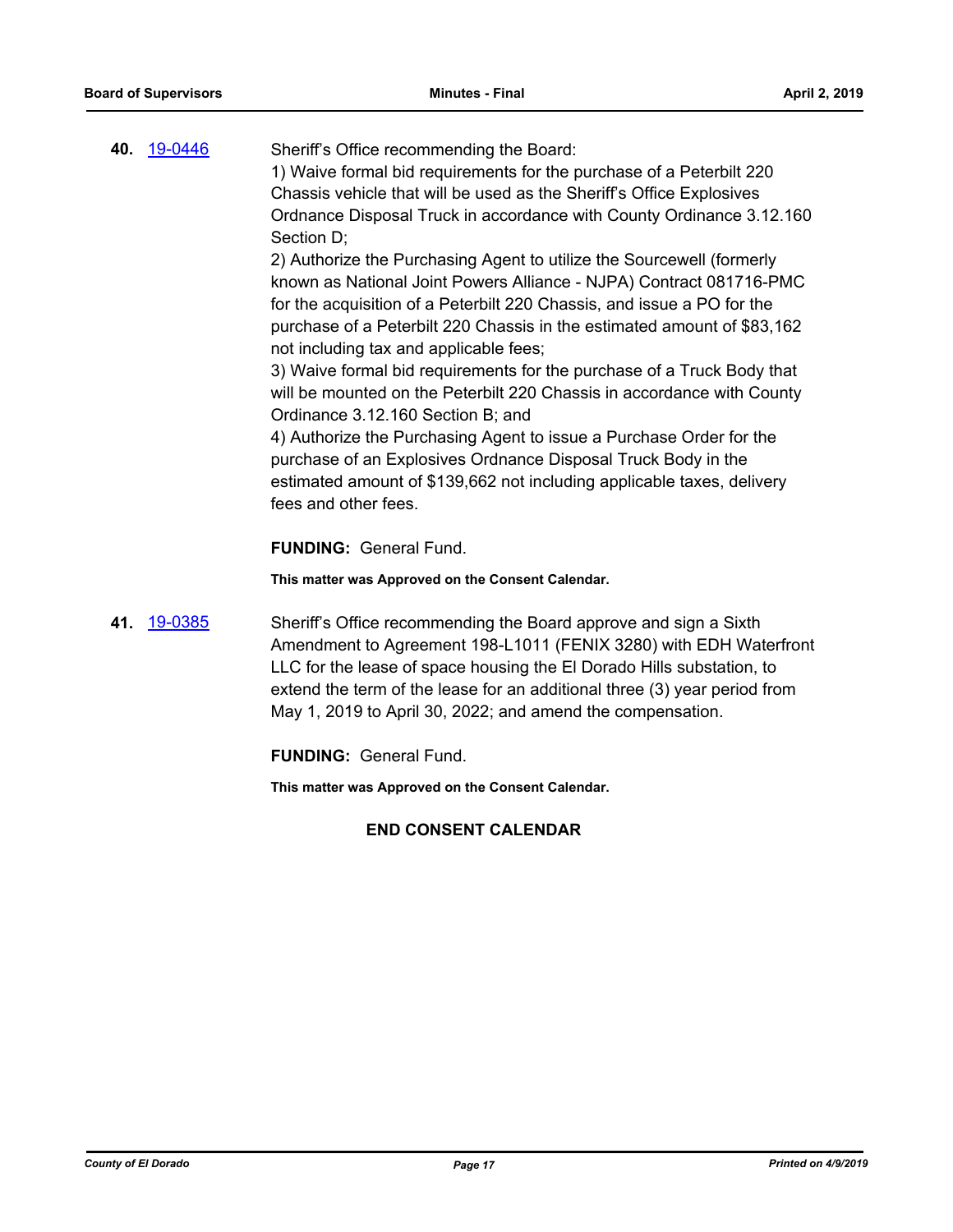**40.** [19-0446](19-0446)

Sheriff's Office recommending the Board:

1) Waive formal bid requirements for the purchase of a Peterbilt 220 Chassis vehicle that will be used as the Sheriff's Office Explosives Ordnance Disposal Truck in accordance with County Ordinance 3.12.160 Section D;

2) Authorize the Purchasing Agent to utilize the Sourcewell (formerly known as National Joint Powers Alliance - NJPA) Contract 081716-PMC for the acquisition of a Peterbilt 220 Chassis, and issue a PO for the purchase of a Peterbilt 220 Chassis in the estimated amount of $83,162 not including tax and applicable fees;

3) Waive formal bid requirements for the purchase of a Truck Body that will be mounted on the Peterbilt 220 Chassis in accordance with County Ordinance 3.12.160 Section B; and

4) Authorize the Purchasing Agent to issue a Purchase Order for the purchase of an Explosives Ordnance Disposal Truck Body in the estimated amount of $139,662 not including applicable taxes, delivery fees and other fees.

**FUNDING:** General Fund.

**This matter was Approved on the Consent Calendar.**

**41.** [19-0385](19-0385)

Sheriff's Office recommending the Board approve and sign a Sixth Amendment to Agreement 198-L1011 (FENIX 3280) with EDH Waterfront LLC for the lease of space housing the El Dorado Hills substation, to extend the term of the lease for an additional three (3) year period from May 1, 2019 to April 30, 2022; and amend the compensation.

**FUNDING:** General Fund.

**This matter was Approved on the Consent Calendar.**

**END CONSENT CALENDAR**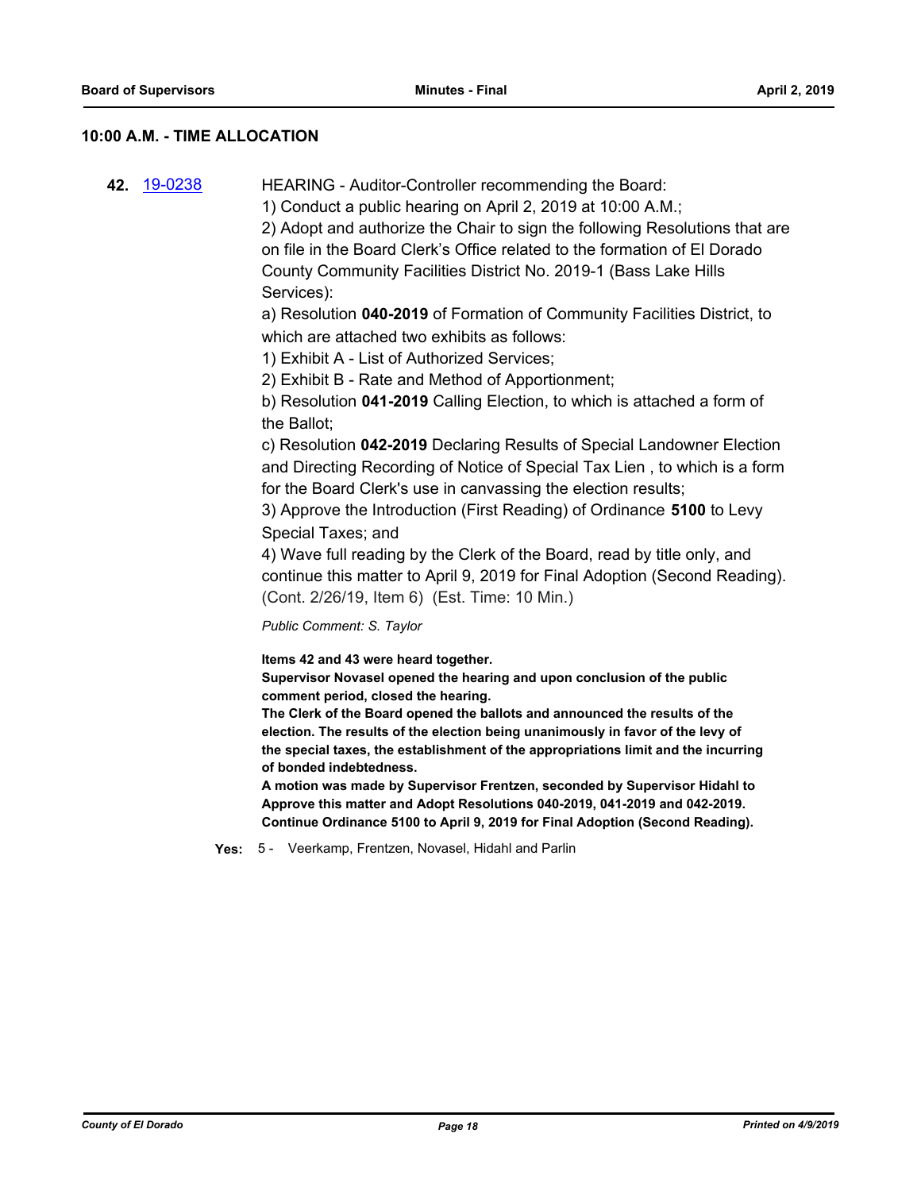## 10:00 A.M. - TIME ALLOCATION

**42.** 19-0238

HEARING - Auditor-Controller recommending the Board:
1) Conduct a public hearing on April 2, 2019 at 10:00 A.M.;
2) Adopt and authorize the Chair to sign the following Resolutions that are on file in the Board Clerk's Office related to the formation of El Dorado County Community Facilities District No. 2019-1 (Bass Lake Hills Services):
a) Resolution **040-2019** of Formation of Community Facilities District, to which are attached two exhibits as follows:
1) Exhibit A - List of Authorized Services;
2) Exhibit B - Rate and Method of Apportionment;
b) Resolution **041-2019** Calling Election, to which is attached a form of the Ballot;
c) Resolution **042-2019** Declaring Results of Special Landowner Election and Directing Recording of Notice of Special Tax Lien , to which is a form for the Board Clerk's use in canvassing the election results;
3) Approve the Introduction (First Reading) of Ordinance **5100** to Levy Special Taxes; and
4) Wave full reading by the Clerk of the Board, read by title only, and continue this matter to April 9, 2019 for Final Adoption (Second Reading).
(Cont. 2/26/19, Item 6) (Est. Time: 10 Min.)

*Public Comment: S. Taylor*

**Items 42 and 43 were heard together.**
**Supervisor Novasel opened the hearing and upon conclusion of the public comment period, closed the hearing.**
**The Clerk of the Board opened the ballots and announced the results of the election. The results of the election being unanimously in favor of the levy of the special taxes, the establishment of the appropriations limit and the incurring of bonded indebtedness.**
**A motion was made by Supervisor Frentzen, seconded by Supervisor Hidahl to Approve this matter and Adopt Resolutions 040-2019, 041-2019 and 042-2019. Continue Ordinance 5100 to April 9, 2019 for Final Adoption (Second Reading).**

**Yes:** 5 - Veerkamp, Frentzen, Novasel, Hidahl and Parlin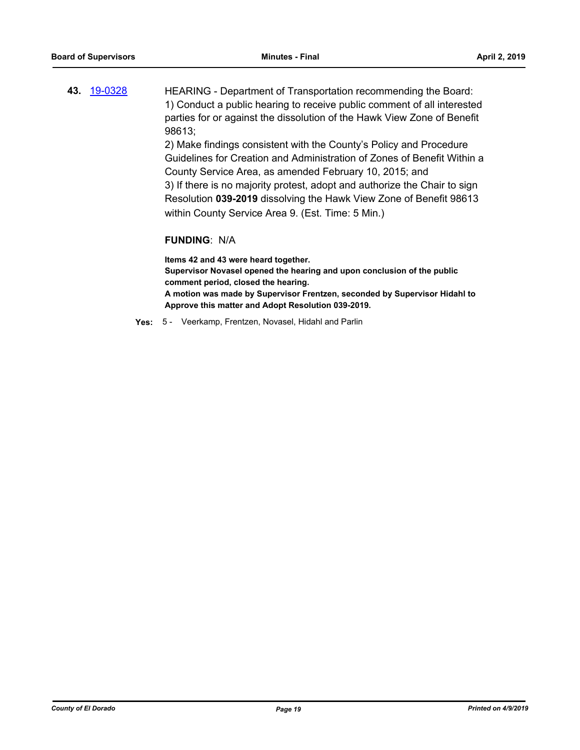**43.** [19-0328](19-0328) HEARING - Department of Transportation recommending the Board:

1) Conduct a public hearing to receive public comment of all interested parties for or against the dissolution of the Hawk View Zone of Benefit 98613;

2) Make findings consistent with the County's Policy and Procedure Guidelines for Creation and Administration of Zones of Benefit Within a County Service Area, as amended February 10, 2015; and

3) If there is no majority protest, adopt and authorize the Chair to sign Resolution **039-2019** dissolving the Hawk View Zone of Benefit 98613 within County Service Area 9. (Est. Time: 5 Min.)

**FUNDING**: N/A

**Items 42 and 43 were heard together.**
**Supervisor Novasel opened the hearing and upon conclusion of the public comment period, closed the hearing.**
**A motion was made by Supervisor Frentzen, seconded by Supervisor Hidahl to Approve this matter and Adopt Resolution 039-2019.**

**Yes:** 5 - Veerkamp, Frentzen, Novasel, Hidahl and Parlin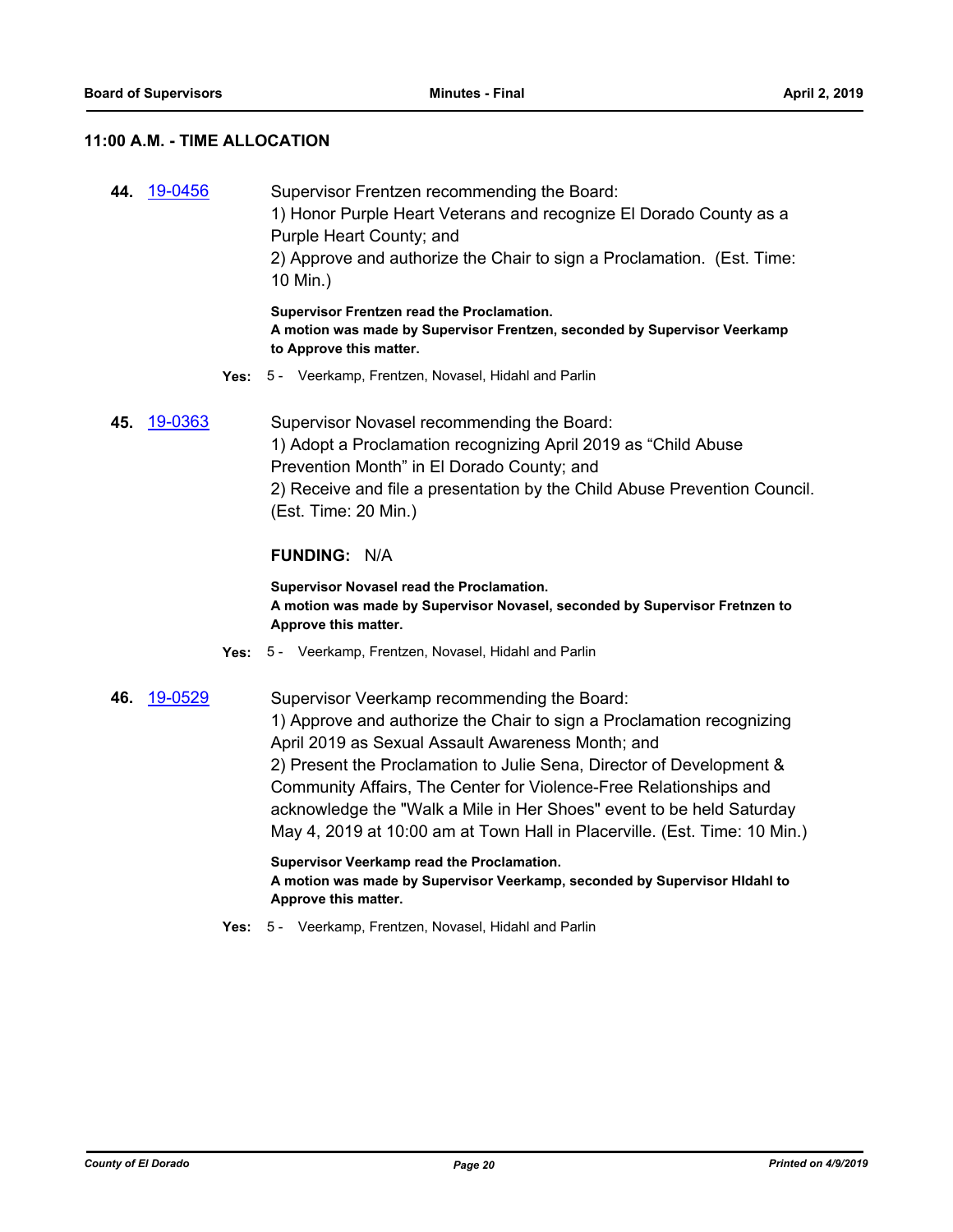## 11:00 A.M. - TIME ALLOCATION

**44.** 19-0456

Supervisor Frentzen recommending the Board:
1) Honor Purple Heart Veterans and recognize El Dorado County as a Purple Heart County; and
2) Approve and authorize the Chair to sign a Proclamation. (Est. Time: 10 Min.)

**Supervisor Frentzen read the Proclamation.**
**A motion was made by Supervisor Frentzen, seconded by Supervisor Veerkamp to Approve this matter.**

**Yes:** 5 - Veerkamp, Frentzen, Novasel, Hidahl and Parlin

**45.** 19-0363

Supervisor Novasel recommending the Board:
1) Adopt a Proclamation recognizing April 2019 as "Child Abuse Prevention Month" in El Dorado County; and
2) Receive and file a presentation by the Child Abuse Prevention Council. (Est. Time: 20 Min.)

**FUNDING:** N/A

**Supervisor Novasel read the Proclamation.**
**A motion was made by Supervisor Novasel, seconded by Supervisor Fretnzen to Approve this matter.**

**Yes:** 5 - Veerkamp, Frentzen, Novasel, Hidahl and Parlin

**46.** 19-0529

Supervisor Veerkamp recommending the Board:
1) Approve and authorize the Chair to sign a Proclamation recognizing April 2019 as Sexual Assault Awareness Month; and
2) Present the Proclamation to Julie Sena, Director of Development & Community Affairs, The Center for Violence-Free Relationships and acknowledge the "Walk a Mile in Her Shoes" event to be held Saturday May 4, 2019 at 10:00 am at Town Hall in Placerville. (Est. Time: 10 Min.)

**Supervisor Veerkamp read the Proclamation.**
**A motion was made by Supervisor Veerkamp, seconded by Supervisor HIdahl to Approve this matter.**

**Yes:** 5 - Veerkamp, Frentzen, Novasel, Hidahl and Parlin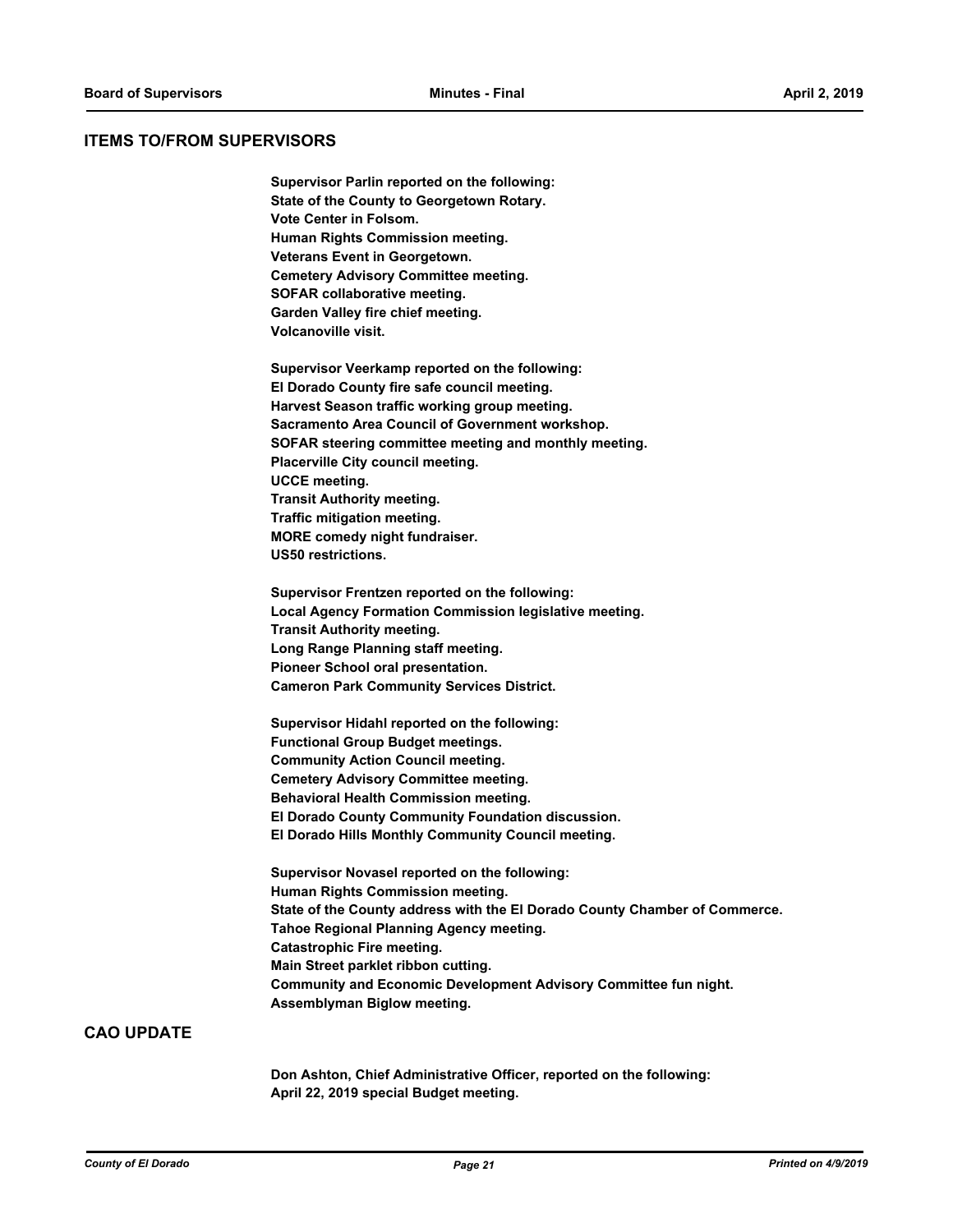## ITEMS TO/FROM SUPERVISORS

**Supervisor Parlin reported on the following:**
**State of the County to Georgetown Rotary.**
**Vote Center in Folsom.**
**Human Rights Commission meeting.**
**Veterans Event in Georgetown.**
**Cemetery Advisory Committee meeting.**
**SOFAR collaborative meeting.**
**Garden Valley fire chief meeting.**
**Volcanoville visit.**

**Supervisor Veerkamp reported on the following:**
**El Dorado County fire safe council meeting.**
**Harvest Season traffic working group meeting.**
**Sacramento Area Council of Government workshop.**
**SOFAR steering committee meeting and monthly meeting.**
**Placerville City council meeting.**
**UCCE meeting.**
**Transit Authority meeting.**
**Traffic mitigation meeting.**
**MORE comedy night fundraiser.**
**US50 restrictions.**

**Supervisor Frentzen reported on the following:**
**Local Agency Formation Commission legislative meeting.**
**Transit Authority meeting.**
**Long Range Planning staff meeting.**
**Pioneer School oral presentation.**
**Cameron Park Community Services District.**

**Supervisor Hidahl reported on the following:**
**Functional Group Budget meetings.**
**Community Action Council meeting.**
**Cemetery Advisory Committee meeting.**
**Behavioral Health Commission meeting.**
**El Dorado County Community Foundation discussion.**
**El Dorado Hills Monthly Community Council meeting.**

**Supervisor Novasel reported on the following:**
**Human Rights Commission meeting.**
**State of the County address with the El Dorado County Chamber of Commerce.**
**Tahoe Regional Planning Agency meeting.**
**Catastrophic Fire meeting.**
**Main Street parklet ribbon cutting.**
**Community and Economic Development Advisory Committee fun night.**
**Assemblyman Biglow meeting.**

## CAO UPDATE

**Don Ashton, Chief Administrative Officer, reported on the following:**
**April 22, 2019 special Budget meeting.**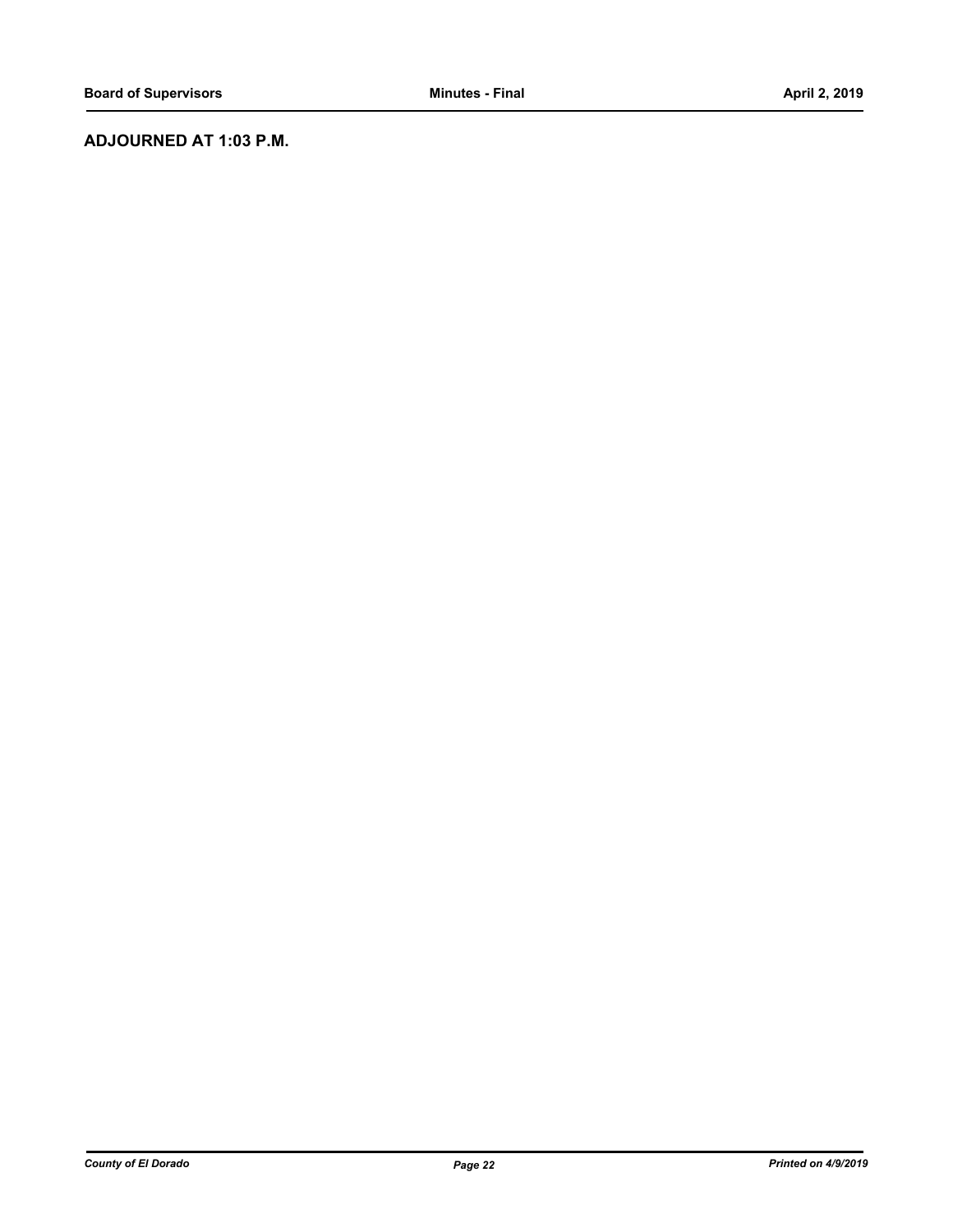**ADJOURNED AT 1:03 P.M.**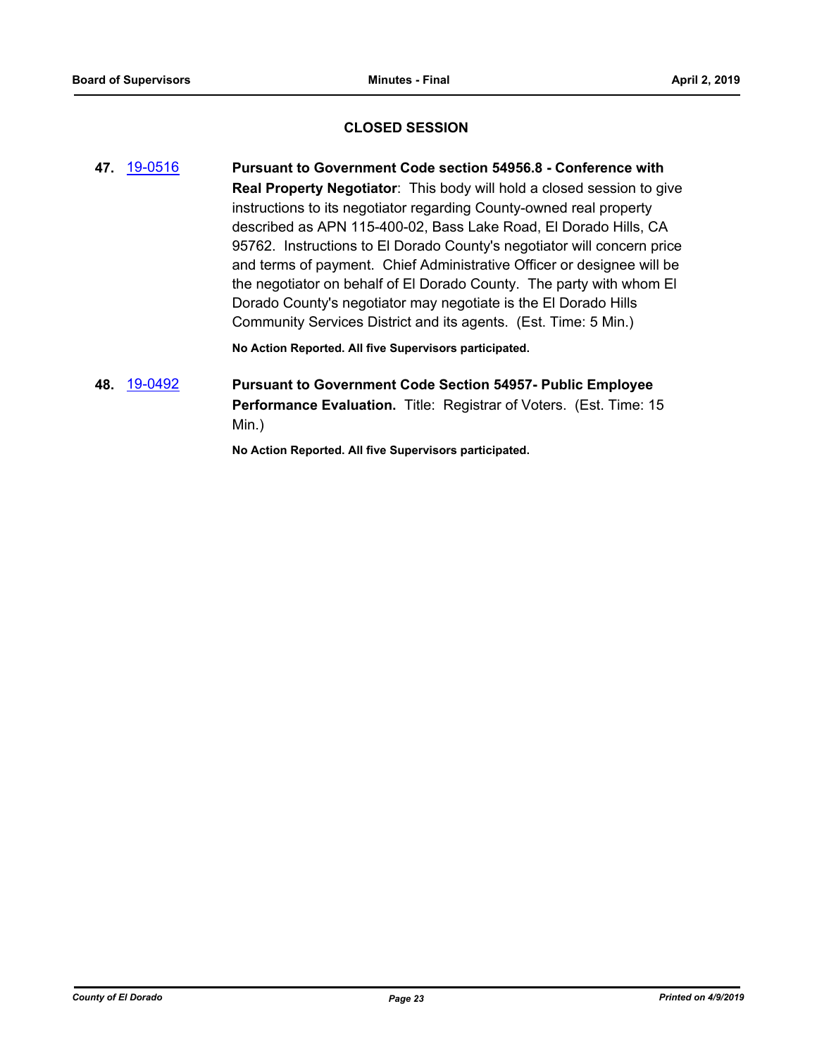## CLOSED SESSION

**47.** [19-0516] **Pursuant to Government Code section 54956.8 - Conference with Real Property Negotiator**: This body will hold a closed session to give instructions to its negotiator regarding County-owned real property described as APN 115-400-02, Bass Lake Road, El Dorado Hills, CA 95762. Instructions to El Dorado County's negotiator will concern price and terms of payment. Chief Administrative Officer or designee will be the negotiator on behalf of El Dorado County. The party with whom El Dorado County's negotiator may negotiate is the El Dorado Hills Community Services District and its agents. (Est. Time: 5 Min.)

**No Action Reported. All five Supervisors participated.**

**48.** [19-0492] **Pursuant to Government Code Section 54957- Public Employee Performance Evaluation.** Title: Registrar of Voters. (Est. Time: 15 Min.)

**No Action Reported. All five Supervisors participated.**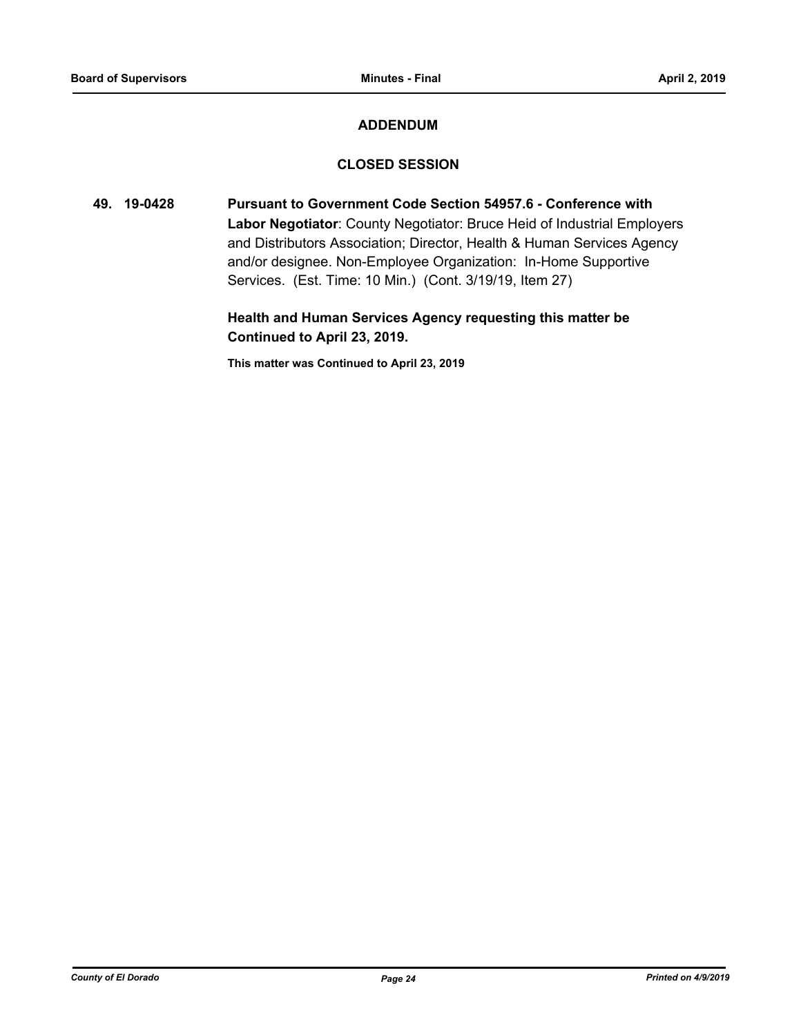## ADDENDUM

## CLOSED SESSION

**49. 19-0428** **Pursuant to Government Code Section 54957.6 - Conference with Labor Negotiator**: County Negotiator: Bruce Heid of Industrial Employers and Distributors Association; Director, Health & Human Services Agency and/or designee. Non-Employee Organization: In-Home Supportive Services. (Est. Time: 10 Min.) (Cont. 3/19/19, Item 27)

**Health and Human Services Agency requesting this matter be Continued to April 23, 2019.**

**This matter was Continued to April 23, 2019**